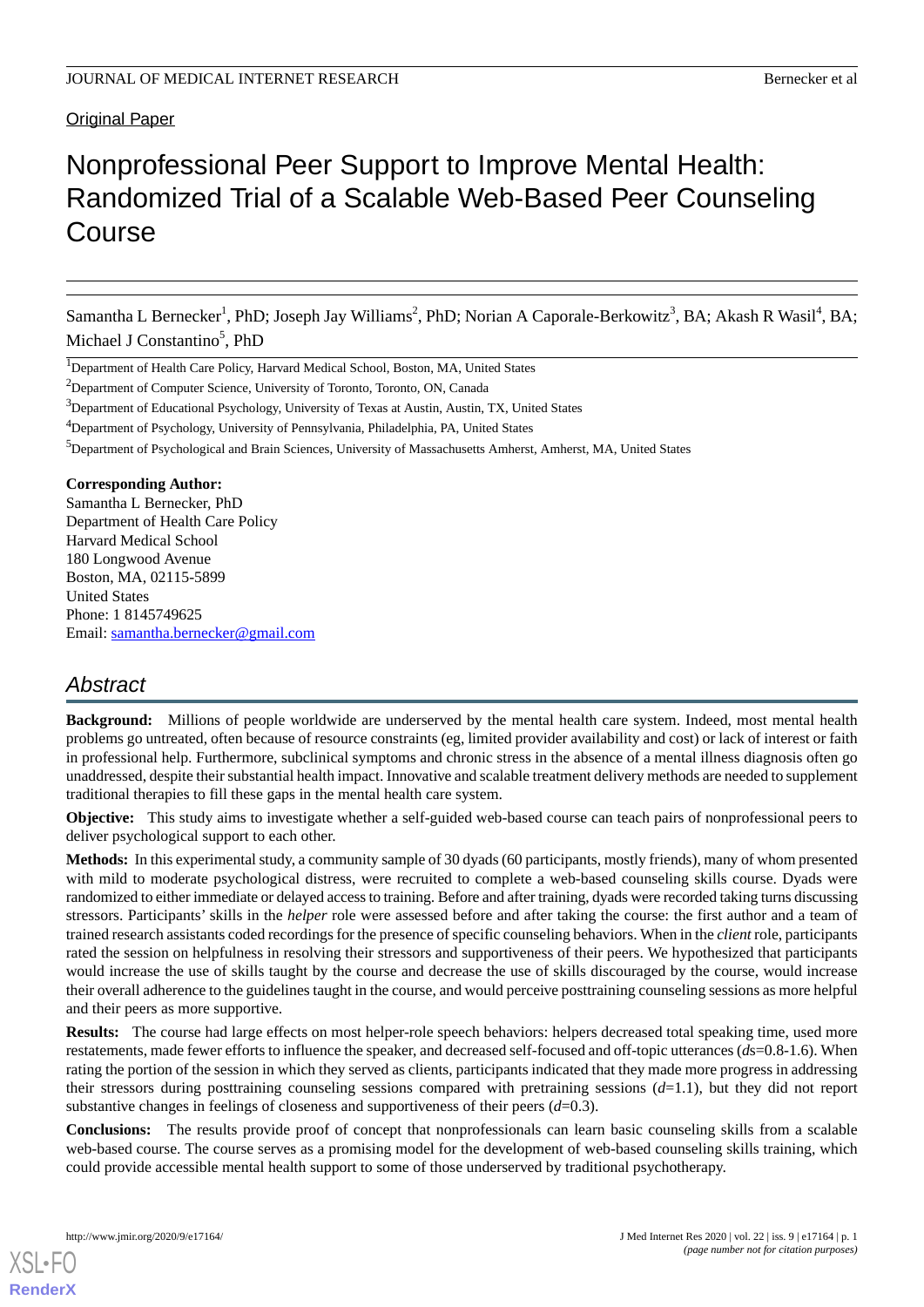Original Paper

# Nonprofessional Peer Support to Improve Mental Health: Randomized Trial of a Scalable Web-Based Peer Counseling Course

Samantha L Bernecker[1], PhD; Joseph Jay Williams[2], PhD; Norian A Caporale-Berkowitz[3], BA; Akash R Wasil[4], BA; Michael J Constantino[5], PhD

[1]Department of Health Care Policy, Harvard Medical School, Boston, MA, United States

[2]Department of Computer Science, University of Toronto, Toronto, ON, Canada

[3]Department of Educational Psychology, University of Texas at Austin, Austin, TX, United States

[4]Department of Psychology, University of Pennsylvania, Philadelphia, PA, United States

[5]Department of Psychological and Brain Sciences, University of Massachusetts Amherst, Amherst, MA, United States

**Corresponding Author:**
Samantha L Bernecker, PhD
Department of Health Care Policy
Harvard Medical School
180 Longwood Avenue
Boston, MA, 02115-5899
United States
Phone: 1 8145749625
Email: samantha.bernecker@gmail.com

## Abstract

**Background:** Millions of people worldwide are underserved by the mental health care system. Indeed, most mental health problems go untreated, often because of resource constraints (eg, limited provider availability and cost) or lack of interest or faith in professional help. Furthermore, subclinical symptoms and chronic stress in the absence of a mental illness diagnosis often go unaddressed, despite their substantial health impact. Innovative and scalable treatment delivery methods are needed to supplement traditional therapies to fill these gaps in the mental health care system.

**Objective:** This study aims to investigate whether a self-guided web-based course can teach pairs of nonprofessional peers to deliver psychological support to each other.

**Methods:** In this experimental study, a community sample of 30 dyads (60 participants, mostly friends), many of whom presented with mild to moderate psychological distress, were recruited to complete a web-based counseling skills course. Dyads were randomized to either immediate or delayed access to training. Before and after training, dyads were recorded taking turns discussing stressors. Participants' skills in the *helper* role were assessed before and after taking the course: the first author and a team of trained research assistants coded recordings for the presence of specific counseling behaviors. When in the *client* role, participants rated the session on helpfulness in resolving their stressors and supportiveness of their peers. We hypothesized that participants would increase the use of skills taught by the course and decrease the use of skills discouraged by the course, would increase their overall adherence to the guidelines taught in the course, and would perceive posttraining counseling sessions as more helpful and their peers as more supportive.

**Results:** The course had large effects on most helper-role speech behaviors: helpers decreased total speaking time, used more restatements, made fewer efforts to influence the speaker, and decreased self-focused and off-topic utterances (*d*s=0.8-1.6). When rating the portion of the session in which they served as clients, participants indicated that they made more progress in addressing their stressors during posttraining counseling sessions compared with pretraining sessions (*d*=1.1), but they did not report substantive changes in feelings of closeness and supportiveness of their peers (*d*=0.3).

**Conclusions:** The results provide proof of concept that nonprofessionals can learn basic counseling skills from a scalable web-based course. The course serves as a promising model for the development of web-based counseling skills training, which could provide accessible mental health support to some of those underserved by traditional psychotherapy.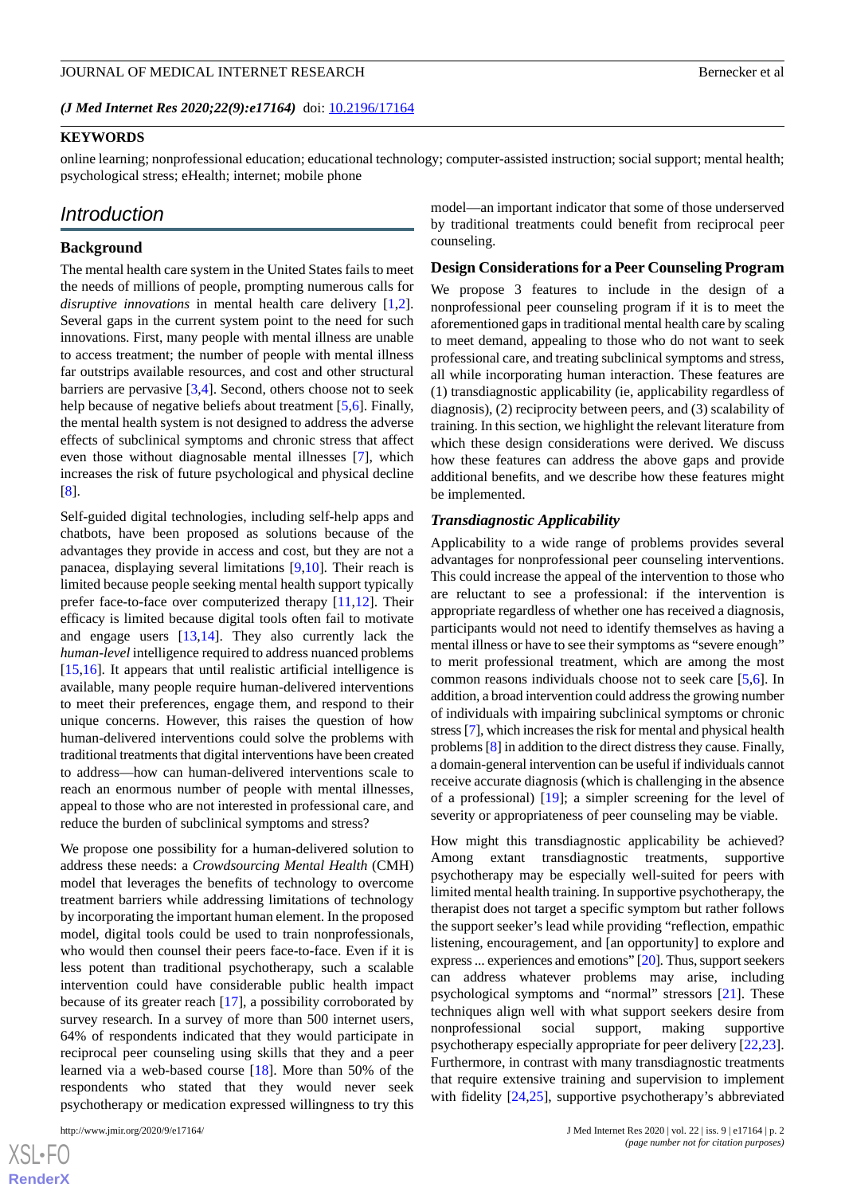*(J Med Internet Res 2020;22(9):e17164)* doi: 10.2196/17164

**KEYWORDS**

online learning; nonprofessional education; educational technology; computer-assisted instruction; social support; mental health; psychological stress; eHealth; internet; mobile phone

## Introduction

### Background

The mental health care system in the United States fails to meet the needs of millions of people, prompting numerous calls for *disruptive innovations* in mental health care delivery [1,2]. Several gaps in the current system point to the need for such innovations. First, many people with mental illness are unable to access treatment; the number of people with mental illness far outstrips available resources, and cost and other structural barriers are pervasive [3,4]. Second, others choose not to seek help because of negative beliefs about treatment [5,6]. Finally, the mental health system is not designed to address the adverse effects of subclinical symptoms and chronic stress that affect even those without diagnosable mental illnesses [7], which increases the risk of future psychological and physical decline [8].

Self-guided digital technologies, including self-help apps and chatbots, have been proposed as solutions because of the advantages they provide in access and cost, but they are not a panacea, displaying several limitations [9,10]. Their reach is limited because people seeking mental health support typically prefer face-to-face over computerized therapy [11,12]. Their efficacy is limited because digital tools often fail to motivate and engage users [13,14]. They also currently lack the *human-level* intelligence required to address nuanced problems [15,16]. It appears that until realistic artificial intelligence is available, many people require human-delivered interventions to meet their preferences, engage them, and respond to their unique concerns. However, this raises the question of how human-delivered interventions could solve the problems with traditional treatments that digital interventions have been created to address—how can human-delivered interventions scale to reach an enormous number of people with mental illnesses, appeal to those who are not interested in professional care, and reduce the burden of subclinical symptoms and stress?

We propose one possibility for a human-delivered solution to address these needs: a *Crowdsourcing Mental Health* (CMH) model that leverages the benefits of technology to overcome treatment barriers while addressing limitations of technology by incorporating the important human element. In the proposed model, digital tools could be used to train nonprofessionals, who would then counsel their peers face-to-face. Even if it is less potent than traditional psychotherapy, such a scalable intervention could have considerable public health impact because of its greater reach [17], a possibility corroborated by survey research. In a survey of more than 500 internet users, 64% of respondents indicated that they would participate in reciprocal peer counseling using skills that they and a peer learned via a web-based course [18]. More than 50% of the respondents who stated that they would never seek psychotherapy or medication expressed willingness to try this model—an important indicator that some of those underserved by traditional treatments could benefit from reciprocal peer counseling.

### Design Considerations for a Peer Counseling Program

We propose 3 features to include in the design of a nonprofessional peer counseling program if it is to meet the aforementioned gaps in traditional mental health care by scaling to meet demand, appealing to those who do not want to seek professional care, and treating subclinical symptoms and stress, all while incorporating human interaction. These features are (1) transdiagnostic applicability (ie, applicability regardless of diagnosis), (2) reciprocity between peers, and (3) scalability of training. In this section, we highlight the relevant literature from which these design considerations were derived. We discuss how these features can address the above gaps and provide additional benefits, and we describe how these features might be implemented.

#### *Transdiagnostic Applicability*

Applicability to a wide range of problems provides several advantages for nonprofessional peer counseling interventions. This could increase the appeal of the intervention to those who are reluctant to see a professional: if the intervention is appropriate regardless of whether one has received a diagnosis, participants would not need to identify themselves as having a mental illness or have to see their symptoms as "severe enough" to merit professional treatment, which are among the most common reasons individuals choose not to seek care [5,6]. In addition, a broad intervention could address the growing number of individuals with impairing subclinical symptoms or chronic stress [7], which increases the risk for mental and physical health problems [8] in addition to the direct distress they cause. Finally, a domain-general intervention can be useful if individuals cannot receive accurate diagnosis (which is challenging in the absence of a professional) [19]; a simpler screening for the level of severity or appropriateness of peer counseling may be viable.

How might this transdiagnostic applicability be achieved? Among extant transdiagnostic treatments, supportive psychotherapy may be especially well-suited for peers with limited mental health training. In supportive psychotherapy, the therapist does not target a specific symptom but rather follows the support seeker's lead while providing "reflection, empathic listening, encouragement, and [an opportunity] to explore and express ... experiences and emotions" [20]. Thus, support seekers can address whatever problems may arise, including psychological symptoms and "normal" stressors [21]. These techniques align well with what support seekers desire from nonprofessional social support, making supportive psychotherapy especially appropriate for peer delivery [22,23]. Furthermore, in contrast with many transdiagnostic treatments that require extensive training and supervision to implement with fidelity [24,25], supportive psychotherapy's abbreviated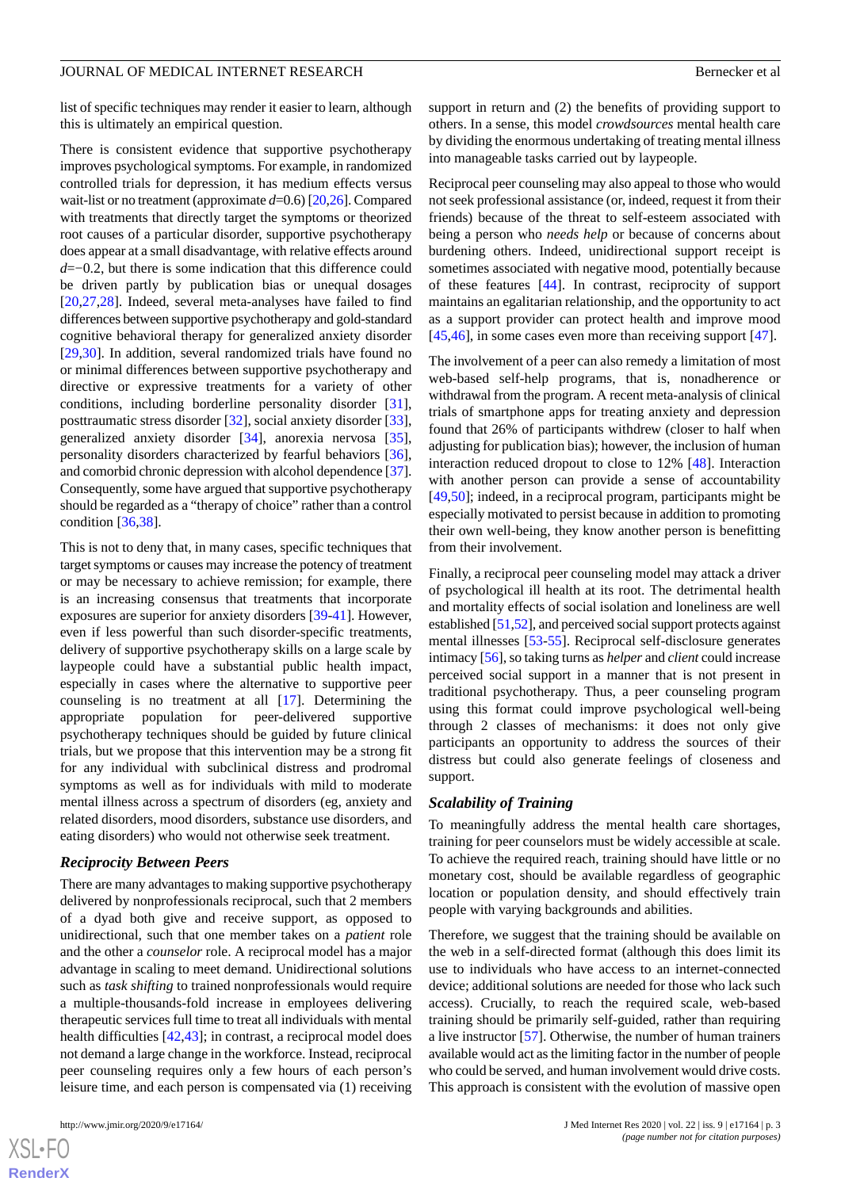list of specific techniques may render it easier to learn, although this is ultimately an empirical question.

There is consistent evidence that supportive psychotherapy improves psychological symptoms. For example, in randomized controlled trials for depression, it has medium effects versus wait-list or no treatment (approximate $d$=0.6) [20,26]. Compared with treatments that directly target the symptoms or theorized root causes of a particular disorder, supportive psychotherapy does appear at a small disadvantage, with relative effects around $d$=−0.2, but there is some indication that this difference could be driven partly by publication bias or unequal dosages [20,27,28]. Indeed, several meta-analyses have failed to find differences between supportive psychotherapy and gold-standard cognitive behavioral therapy for generalized anxiety disorder [29,30]. In addition, several randomized trials have found no or minimal differences between supportive psychotherapy and directive or expressive treatments for a variety of other conditions, including borderline personality disorder [31], posttraumatic stress disorder [32], social anxiety disorder [33], generalized anxiety disorder [34], anorexia nervosa [35], personality disorders characterized by fearful behaviors [36], and comorbid chronic depression with alcohol dependence [37]. Consequently, some have argued that supportive psychotherapy should be regarded as a "therapy of choice" rather than a control condition [36,38].

This is not to deny that, in many cases, specific techniques that target symptoms or causes may increase the potency of treatment or may be necessary to achieve remission; for example, there is an increasing consensus that treatments that incorporate exposures are superior for anxiety disorders [39-41]. However, even if less powerful than such disorder-specific treatments, delivery of supportive psychotherapy skills on a large scale by laypeople could have a substantial public health impact, especially in cases where the alternative to supportive peer counseling is no treatment at all [17]. Determining the appropriate population for peer-delivered supportive psychotherapy techniques should be guided by future clinical trials, but we propose that this intervention may be a strong fit for any individual with subclinical distress and prodromal symptoms as well as for individuals with mild to moderate mental illness across a spectrum of disorders (eg, anxiety and related disorders, mood disorders, substance use disorders, and eating disorders) who would not otherwise seek treatment.

### Reciprocity Between Peers

There are many advantages to making supportive psychotherapy delivered by nonprofessionals reciprocal, such that 2 members of a dyad both give and receive support, as opposed to unidirectional, such that one member takes on a *patient* role and the other a *counselor* role. A reciprocal model has a major advantage in scaling to meet demand. Unidirectional solutions such as *task shifting* to trained nonprofessionals would require a multiple-thousands-fold increase in employees delivering therapeutic services full time to treat all individuals with mental health difficulties [42,43]; in contrast, a reciprocal model does not demand a large change in the workforce. Instead, reciprocal peer counseling requires only a few hours of each person's leisure time, and each person is compensated via (1) receiving support in return and (2) the benefits of providing support to others. In a sense, this model *crowdsources* mental health care by dividing the enormous undertaking of treating mental illness into manageable tasks carried out by laypeople.

Reciprocal peer counseling may also appeal to those who would not seek professional assistance (or, indeed, request it from their friends) because of the threat to self-esteem associated with being a person who *needs help* or because of concerns about burdening others. Indeed, unidirectional support receipt is sometimes associated with negative mood, potentially because of these features [44]. In contrast, reciprocity of support maintains an egalitarian relationship, and the opportunity to act as a support provider can protect health and improve mood [45,46], in some cases even more than receiving support [47].

The involvement of a peer can also remedy a limitation of most web-based self-help programs, that is, nonadherence or withdrawal from the program. A recent meta-analysis of clinical trials of smartphone apps for treating anxiety and depression found that 26% of participants withdrew (closer to half when adjusting for publication bias); however, the inclusion of human interaction reduced dropout to close to 12% [48]. Interaction with another person can provide a sense of accountability [49,50]; indeed, in a reciprocal program, participants might be especially motivated to persist because in addition to promoting their own well-being, they know another person is benefitting from their involvement.

Finally, a reciprocal peer counseling model may attack a driver of psychological ill health at its root. The detrimental health and mortality effects of social isolation and loneliness are well established [51,52], and perceived social support protects against mental illnesses [53-55]. Reciprocal self-disclosure generates intimacy [56], so taking turns as *helper* and *client* could increase perceived social support in a manner that is not present in traditional psychotherapy. Thus, a peer counseling program using this format could improve psychological well-being through 2 classes of mechanisms: it does not only give participants an opportunity to address the sources of their distress but could also generate feelings of closeness and support.

### Scalability of Training

To meaningfully address the mental health care shortages, training for peer counselors must be widely accessible at scale. To achieve the required reach, training should have little or no monetary cost, should be available regardless of geographic location or population density, and should effectively train people with varying backgrounds and abilities.

Therefore, we suggest that the training should be available on the web in a self-directed format (although this does limit its use to individuals who have access to an internet-connected device; additional solutions are needed for those who lack such access). Crucially, to reach the required scale, web-based training should be primarily self-guided, rather than requiring a live instructor [57]. Otherwise, the number of human trainers available would act as the limiting factor in the number of people who could be served, and human involvement would drive costs. This approach is consistent with the evolution of massive open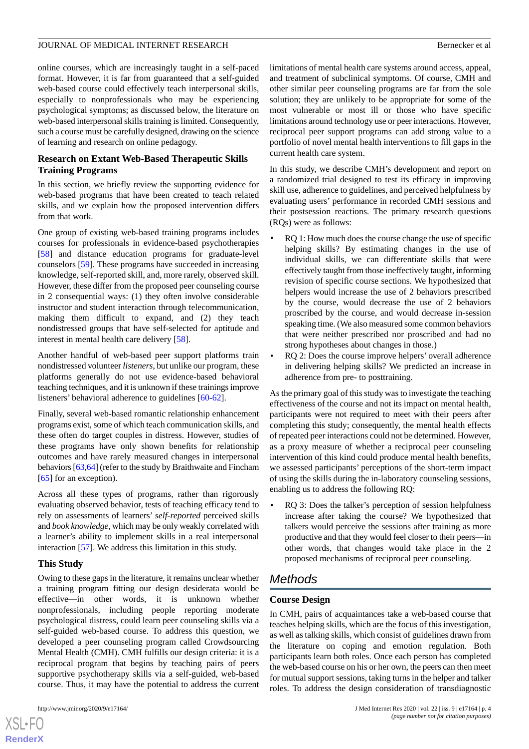online courses, which are increasingly taught in a self-paced format. However, it is far from guaranteed that a self-guided web-based course could effectively teach interpersonal skills, especially to nonprofessionals who may be experiencing psychological symptoms; as discussed below, the literature on web-based interpersonal skills training is limited. Consequently, such a course must be carefully designed, drawing on the science of learning and research on online pedagogy.

### Research on Extant Web-Based Therapeutic Skills Training Programs

In this section, we briefly review the supporting evidence for web-based programs that have been created to teach related skills, and we explain how the proposed intervention differs from that work.

One group of existing web-based training programs includes courses for professionals in evidence-based psychotherapies [58] and distance education programs for graduate-level counselors [59]. These programs have succeeded in increasing knowledge, self-reported skill, and, more rarely, observed skill. However, these differ from the proposed peer counseling course in 2 consequential ways: (1) they often involve considerable instructor and student interaction through telecommunication, making them difficult to expand, and (2) they teach nondistressed groups that have self-selected for aptitude and interest in mental health care delivery [58].

Another handful of web-based peer support platforms train nondistressed volunteer *listeners*, but unlike our program, these platforms generally do not use evidence-based behavioral teaching techniques, and it is unknown if these trainings improve listeners' behavioral adherence to guidelines [60-62].

Finally, several web-based romantic relationship enhancement programs exist, some of which teach communication skills, and these often do target couples in distress. However, studies of these programs have only shown benefits for relationship outcomes and have rarely measured changes in interpersonal behaviors [63,64] (refer to the study by Braithwaite and Fincham [65] for an exception).

Across all these types of programs, rather than rigorously evaluating observed behavior, tests of teaching efficacy tend to rely on assessments of learners' *self-reported* perceived skills and *book knowledge*, which may be only weakly correlated with a learner's ability to implement skills in a real interpersonal interaction [57]. We address this limitation in this study.

### This Study

Owing to these gaps in the literature, it remains unclear whether a training program fitting our design desiderata would be effective—in other words, it is unknown whether nonprofessionals, including people reporting moderate psychological distress, could learn peer counseling skills via a self-guided web-based course. To address this question, we developed a peer counseling program called Crowdsourcing Mental Health (CMH). CMH fulfills our design criteria: it is a reciprocal program that begins by teaching pairs of peers supportive psychotherapy skills via a self-guided, web-based course. Thus, it may have the potential to address the current limitations of mental health care systems around access, appeal, and treatment of subclinical symptoms. Of course, CMH and other similar peer counseling programs are far from the sole solution; they are unlikely to be appropriate for some of the most vulnerable or most ill or those who have specific limitations around technology use or peer interactions. However, reciprocal peer support programs can add strong value to a portfolio of novel mental health interventions to fill gaps in the current health care system.

In this study, we describe CMH's development and report on a randomized trial designed to test its efficacy in improving skill use, adherence to guidelines, and perceived helpfulness by evaluating users' performance in recorded CMH sessions and their postsession reactions. The primary research questions (RQs) were as follows:

- RQ 1: How much does the course change the use of specific helping skills? By estimating changes in the use of individual skills, we can differentiate skills that were effectively taught from those ineffectively taught, informing revision of specific course sections. We hypothesized that helpers would increase the use of 2 behaviors prescribed by the course, would decrease the use of 2 behaviors proscribed by the course, and would decrease in-session speaking time. (We also measured some common behaviors that were neither prescribed nor proscribed and had no strong hypotheses about changes in those.)
- RQ 2: Does the course improve helpers' overall adherence in delivering helping skills? We predicted an increase in adherence from pre- to posttraining.

As the primary goal of this study was to investigate the teaching effectiveness of the course and not its impact on mental health, participants were not required to meet with their peers after completing this study; consequently, the mental health effects of repeated peer interactions could not be determined. However, as a proxy measure of whether a reciprocal peer counseling intervention of this kind could produce mental health benefits, we assessed participants' perceptions of the short-term impact of using the skills during the in-laboratory counseling sessions, enabling us to address the following RQ:

- RQ 3: Does the talker's perception of session helpfulness increase after taking the course? We hypothesized that talkers would perceive the sessions after training as more productive and that they would feel closer to their peers—in other words, that changes would take place in the 2 proposed mechanisms of reciprocal peer counseling.

## Methods

### Course Design

In CMH, pairs of acquaintances take a web-based course that teaches helping skills, which are the focus of this investigation, as well as talking skills, which consist of guidelines drawn from the literature on coping and emotion regulation. Both participants learn both roles. Once each person has completed the web-based course on his or her own, the peers can then meet for mutual support sessions, taking turns in the helper and talker roles. To address the design consideration of transdiagnostic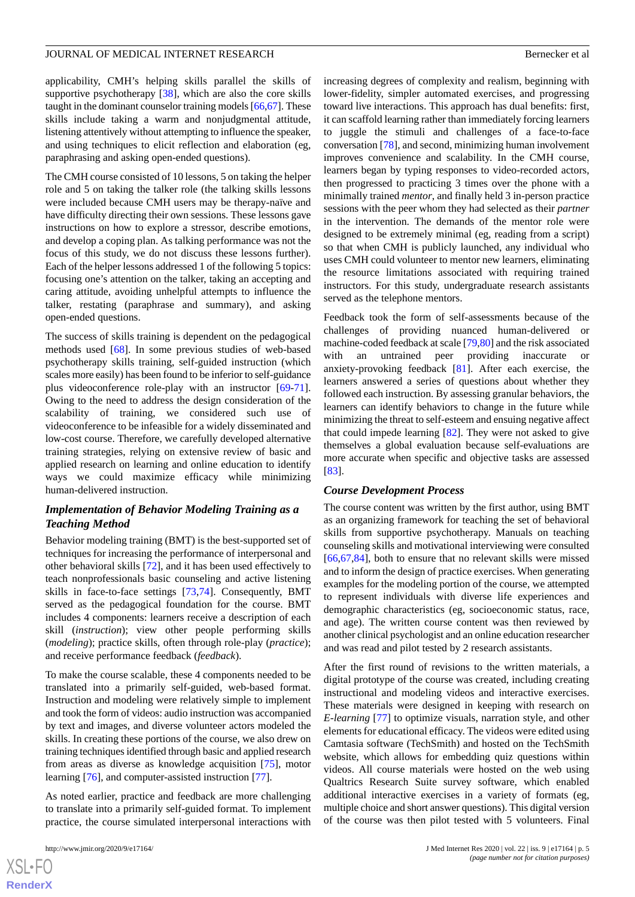applicability, CMH's helping skills parallel the skills of supportive psychotherapy [38], which are also the core skills taught in the dominant counselor training models [66,67]. These skills include taking a warm and nonjudgmental attitude, listening attentively without attempting to influence the speaker, and using techniques to elicit reflection and elaboration (eg, paraphrasing and asking open-ended questions).

The CMH course consisted of 10 lessons, 5 on taking the helper role and 5 on taking the talker role (the talking skills lessons were included because CMH users may be therapy-naïve and have difficulty directing their own sessions. These lessons gave instructions on how to explore a stressor, describe emotions, and develop a coping plan. As talking performance was not the focus of this study, we do not discuss these lessons further). Each of the helper lessons addressed 1 of the following 5 topics: focusing one's attention on the talker, taking an accepting and caring attitude, avoiding unhelpful attempts to influence the talker, restating (paraphrase and summary), and asking open-ended questions.

The success of skills training is dependent on the pedagogical methods used [68]. In some previous studies of web-based psychotherapy skills training, self-guided instruction (which scales more easily) has been found to be inferior to self-guidance plus videoconference role-play with an instructor [69-71]. Owing to the need to address the design consideration of the scalability of training, we considered such use of videoconference to be infeasible for a widely disseminated and low-cost course. Therefore, we carefully developed alternative training strategies, relying on extensive review of basic and applied research on learning and online education to identify ways we could maximize efficacy while minimizing human-delivered instruction.

### Implementation of Behavior Modeling Training as a Teaching Method

Behavior modeling training (BMT) is the best-supported set of techniques for increasing the performance of interpersonal and other behavioral skills [72], and it has been used effectively to teach nonprofessionals basic counseling and active listening skills in face-to-face settings [73,74]. Consequently, BMT served as the pedagogical foundation for the course. BMT includes 4 components: learners receive a description of each skill (*instruction*); view other people performing skills (*modeling*); practice skills, often through role-play (*practice*); and receive performance feedback (*feedback*).

To make the course scalable, these 4 components needed to be translated into a primarily self-guided, web-based format. Instruction and modeling were relatively simple to implement and took the form of videos: audio instruction was accompanied by text and images, and diverse volunteer actors modeled the skills. In creating these portions of the course, we also drew on training techniques identified through basic and applied research from areas as diverse as knowledge acquisition [75], motor learning [76], and computer-assisted instruction [77].

As noted earlier, practice and feedback are more challenging to translate into a primarily self-guided format. To implement practice, the course simulated interpersonal interactions with increasing degrees of complexity and realism, beginning with lower-fidelity, simpler automated exercises, and progressing toward live interactions. This approach has dual benefits: first, it can scaffold learning rather than immediately forcing learners to juggle the stimuli and challenges of a face-to-face conversation [78], and second, minimizing human involvement improves convenience and scalability. In the CMH course, learners began by typing responses to video-recorded actors, then progressed to practicing 3 times over the phone with a minimally trained *mentor*, and finally held 3 in-person practice sessions with the peer whom they had selected as their *partner* in the intervention. The demands of the mentor role were designed to be extremely minimal (eg, reading from a script) so that when CMH is publicly launched, any individual who uses CMH could volunteer to mentor new learners, eliminating the resource limitations associated with requiring trained instructors. For this study, undergraduate research assistants served as the telephone mentors.

Feedback took the form of self-assessments because of the challenges of providing nuanced human-delivered or machine-coded feedback at scale [79,80] and the risk associated with an untrained peer providing inaccurate or anxiety-provoking feedback [81]. After each exercise, the learners answered a series of questions about whether they followed each instruction. By assessing granular behaviors, the learners can identify behaviors to change in the future while minimizing the threat to self-esteem and ensuing negative affect that could impede learning [82]. They were not asked to give themselves a global evaluation because self-evaluations are more accurate when specific and objective tasks are assessed [83].

### Course Development Process

The course content was written by the first author, using BMT as an organizing framework for teaching the set of behavioral skills from supportive psychotherapy. Manuals on teaching counseling skills and motivational interviewing were consulted [66,67,84], both to ensure that no relevant skills were missed and to inform the design of practice exercises. When generating examples for the modeling portion of the course, we attempted to represent individuals with diverse life experiences and demographic characteristics (eg, socioeconomic status, race, and age). The written course content was then reviewed by another clinical psychologist and an online education researcher and was read and pilot tested by 2 research assistants.

After the first round of revisions to the written materials, a digital prototype of the course was created, including creating instructional and modeling videos and interactive exercises. These materials were designed in keeping with research on *E-learning* [77] to optimize visuals, narration style, and other elements for educational efficacy. The videos were edited using Camtasia software (TechSmith) and hosted on the TechSmith website, which allows for embedding quiz questions within videos. All course materials were hosted on the web using Qualtrics Research Suite survey software, which enabled additional interactive exercises in a variety of formats (eg, multiple choice and short answer questions). This digital version of the course was then pilot tested with 5 volunteers. Final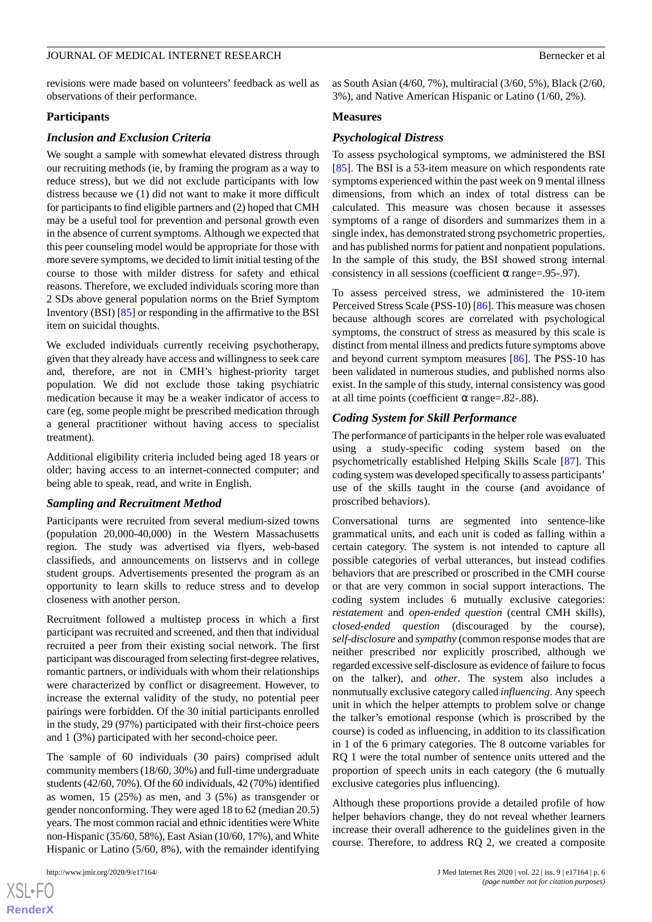revisions were made based on volunteers' feedback as well as observations of their performance.

## Participants

### Inclusion and Exclusion Criteria

We sought a sample with somewhat elevated distress through our recruiting methods (ie, by framing the program as a way to reduce stress), but we did not exclude participants with low distress because we (1) did not want to make it more difficult for participants to find eligible partners and (2) hoped that CMH may be a useful tool for prevention and personal growth even in the absence of current symptoms. Although we expected that this peer counseling model would be appropriate for those with more severe symptoms, we decided to limit initial testing of the course to those with milder distress for safety and ethical reasons. Therefore, we excluded individuals scoring more than 2 SDs above general population norms on the Brief Symptom Inventory (BSI) [85] or responding in the affirmative to the BSI item on suicidal thoughts.

We excluded individuals currently receiving psychotherapy, given that they already have access and willingness to seek care and, therefore, are not in CMH's highest-priority target population. We did not exclude those taking psychiatric medication because it may be a weaker indicator of access to care (eg, some people might be prescribed medication through a general practitioner without having access to specialist treatment).

Additional eligibility criteria included being aged 18 years or older; having access to an internet-connected computer; and being able to speak, read, and write in English.

### Sampling and Recruitment Method

Participants were recruited from several medium-sized towns (population 20,000-40,000) in the Western Massachusetts region. The study was advertised via flyers, web-based classifieds, and announcements on listservs and in college student groups. Advertisements presented the program as an opportunity to learn skills to reduce stress and to develop closeness with another person.

Recruitment followed a multistep process in which a first participant was recruited and screened, and then that individual recruited a peer from their existing social network. The first participant was discouraged from selecting first-degree relatives, romantic partners, or individuals with whom their relationships were characterized by conflict or disagreement. However, to increase the external validity of the study, no potential peer pairings were forbidden. Of the 30 initial participants enrolled in the study, 29 (97%) participated with their first-choice peers and 1 (3%) participated with her second-choice peer.

The sample of 60 individuals (30 pairs) comprised adult community members (18/60, 30%) and full-time undergraduate students (42/60, 70%). Of the 60 individuals, 42 (70%) identified as women, 15 (25%) as men, and 3 (5%) as transgender or gender nonconforming. They were aged 18 to 62 (median 20.5) years. The most common racial and ethnic identities were White non-Hispanic (35/60, 58%), East Asian (10/60, 17%), and White Hispanic or Latino (5/60, 8%), with the remainder identifying as South Asian (4/60, 7%), multiracial (3/60, 5%), Black (2/60, 3%), and Native American Hispanic or Latino (1/60, 2%).

## Measures

### Psychological Distress

To assess psychological symptoms, we administered the BSI [85]. The BSI is a 53-item measure on which respondents rate symptoms experienced within the past week on 9 mental illness dimensions, from which an index of total distress can be calculated. This measure was chosen because it assesses symptoms of a range of disorders and summarizes them in a single index, has demonstrated strong psychometric properties, and has published norms for patient and nonpatient populations. In the sample of this study, the BSI showed strong internal consistency in all sessions (coefficient α range=.95-.97).

To assess perceived stress, we administered the 10-item Perceived Stress Scale (PSS-10) [86]. This measure was chosen because although scores are correlated with psychological symptoms, the construct of stress as measured by this scale is distinct from mental illness and predicts future symptoms above and beyond current symptom measures [86]. The PSS-10 has been validated in numerous studies, and published norms also exist. In the sample of this study, internal consistency was good at all time points (coefficient α range=.82-.88).

### Coding System for Skill Performance

The performance of participants in the helper role was evaluated using a study-specific coding system based on the psychometrically established Helping Skills Scale [87]. This coding system was developed specifically to assess participants' use of the skills taught in the course (and avoidance of proscribed behaviors).

Conversational turns are segmented into sentence-like grammatical units, and each unit is coded as falling within a certain category. The system is not intended to capture all possible categories of verbal utterances, but instead codifies behaviors that are prescribed or proscribed in the CMH course or that are very common in social support interactions. The coding system includes 6 mutually exclusive categories: *restatement* and *open-ended question* (central CMH skills), *closed-ended question* (discouraged by the course), *self-disclosure* and *sympathy* (common response modes that are neither prescribed nor explicitly proscribed, although we regarded excessive self-disclosure as evidence of failure to focus on the talker), and *other*. The system also includes a nonmutually exclusive category called *influencing*. Any speech unit in which the helper attempts to problem solve or change the talker's emotional response (which is proscribed by the course) is coded as influencing, in addition to its classification in 1 of the 6 primary categories. The 8 outcome variables for RQ 1 were the total number of sentence units uttered and the proportion of speech units in each category (the 6 mutually exclusive categories plus influencing).

Although these proportions provide a detailed profile of how helper behaviors change, they do not reveal whether learners increase their overall adherence to the guidelines given in the course. Therefore, to address RQ 2, we created a composite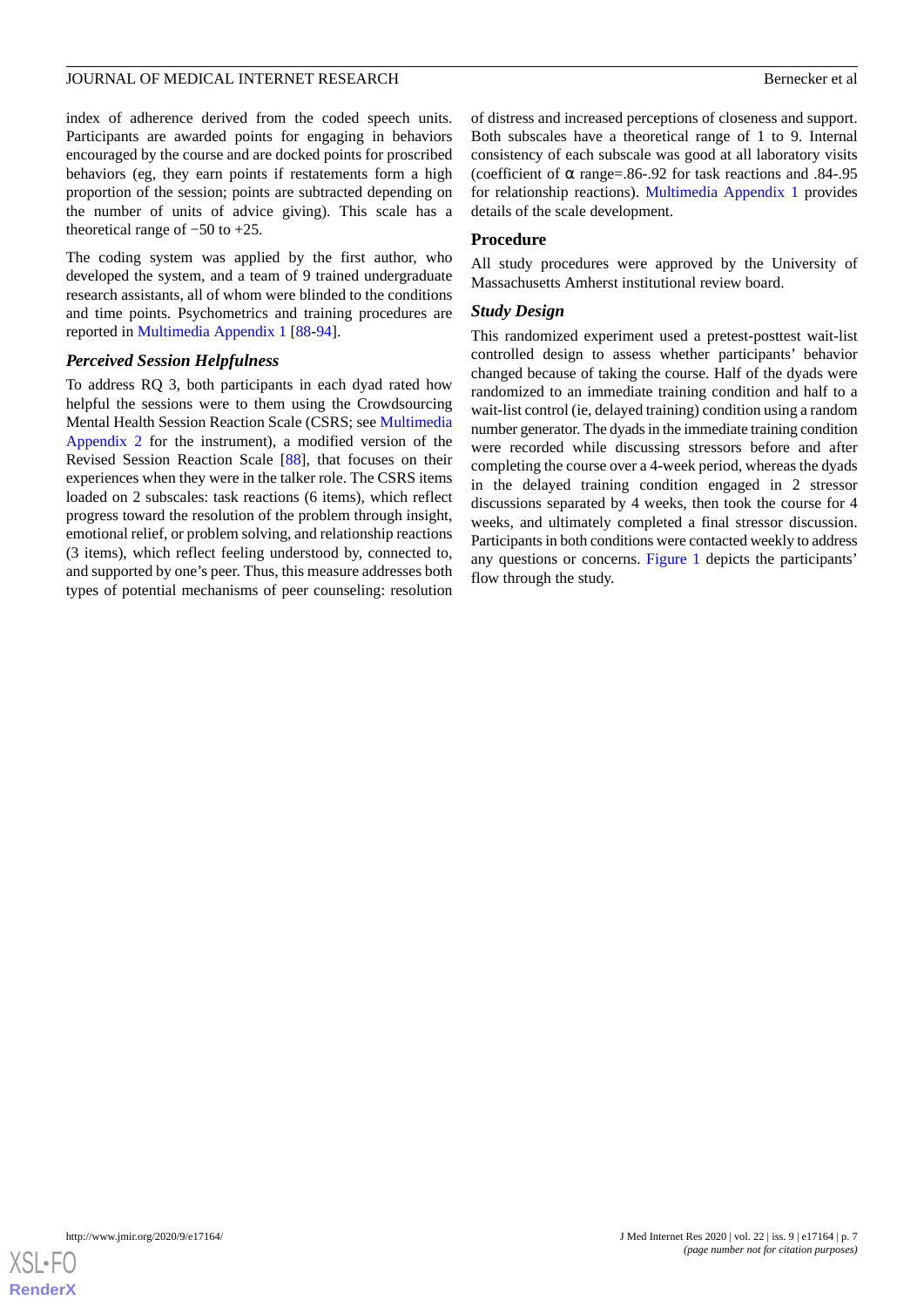index of adherence derived from the coded speech units. Participants are awarded points for engaging in behaviors encouraged by the course and are docked points for proscribed behaviors (eg, they earn points if restatements form a high proportion of the session; points are subtracted depending on the number of units of advice giving). This scale has a theoretical range of −50 to +25.

The coding system was applied by the first author, who developed the system, and a team of 9 trained undergraduate research assistants, all of whom were blinded to the conditions and time points. Psychometrics and training procedures are reported in Multimedia Appendix 1 [88-94].

### *Perceived Session Helpfulness*

To address RQ 3, both participants in each dyad rated how helpful the sessions were to them using the Crowdsourcing Mental Health Session Reaction Scale (CSRS; see Multimedia Appendix 2 for the instrument), a modified version of the Revised Session Reaction Scale [88], that focuses on their experiences when they were in the talker role. The CSRS items loaded on 2 subscales: task reactions (6 items), which reflect progress toward the resolution of the problem through insight, emotional relief, or problem solving, and relationship reactions (3 items), which reflect feeling understood by, connected to, and supported by one's peer. Thus, this measure addresses both types of potential mechanisms of peer counseling: resolution of distress and increased perceptions of closeness and support. Both subscales have a theoretical range of 1 to 9. Internal consistency of each subscale was good at all laboratory visits (coefficient of α range=.86-.92 for task reactions and .84-.95 for relationship reactions). Multimedia Appendix 1 provides details of the scale development.

## Procedure

All study procedures were approved by the University of Massachusetts Amherst institutional review board.

### *Study Design*

This randomized experiment used a pretest-posttest wait-list controlled design to assess whether participants' behavior changed because of taking the course. Half of the dyads were randomized to an immediate training condition and half to a wait-list control (ie, delayed training) condition using a random number generator. The dyads in the immediate training condition were recorded while discussing stressors before and after completing the course over a 4-week period, whereas the dyads in the delayed training condition engaged in 2 stressor discussions separated by 4 weeks, then took the course for 4 weeks, and ultimately completed a final stressor discussion. Participants in both conditions were contacted weekly to address any questions or concerns. Figure 1 depicts the participants' flow through the study.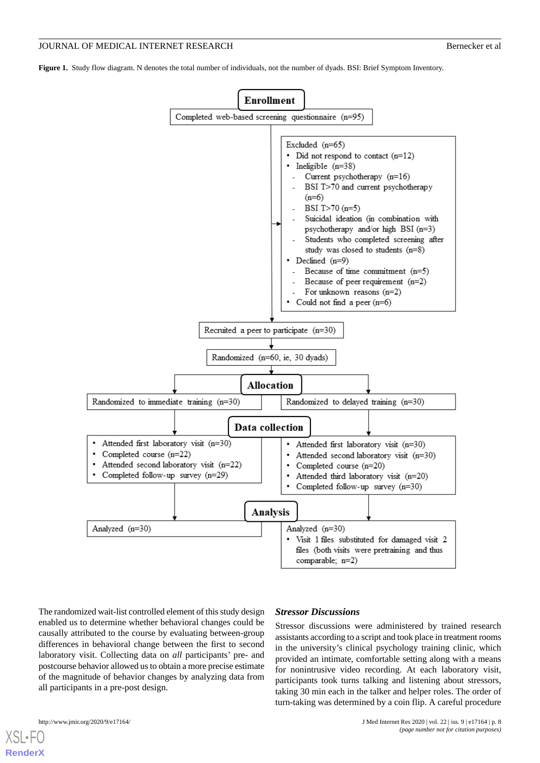**Figure 1.** Study flow diagram. N denotes the total number of individuals, not the number of dyads. BSI: Brief Symptom Inventory.

**Enrollment**

Completed web-based screening questionnaire (n=95)

Excluded (n=65)

- Did not respond to contact (n=12)
- Ineligible (n=38)
  - Current psychotherapy (n=16)
  - BSI T>70 and current psychotherapy (n=6)
  - BSI T>70 (n=5)
  - Suicidal ideation (in combination with psychotherapy and/or high BSI (n=3)
  - Students who completed screening after study was closed to students (n=8)
- Declined (n=9)
  - Because of time commitment (n=5)
  - Because of peer requirement (n=2)
  - For unknown reasons (n=2)
- Could not find a peer (n=6)

Recruited a peer to participate (n=30)

Randomized (n=60, ie, 30 dyads)

**Allocation**

Randomized to immediate training (n=30)

Randomized to delayed training (n=30)

**Data collection**

Immediate training:

- Attended first laboratory visit (n=30)
- Completed course (n=22)
- Attended second laboratory visit (n=22)
- Completed follow-up survey (n=29)

Delayed training:

- Attended first laboratory visit (n=30)
- Attended second laboratory visit (n=30)
- Completed course (n=20)
- Attended third laboratory visit (n=20)
- Completed follow-up survey (n=30)

**Analysis**

Immediate training: Analyzed (n=30)

Delayed training: Analyzed (n=30)

- Visit 1 files substituted for damaged visit 2 files (both visits were pretraining and thus comparable; n=2)

The randomized wait-list controlled element of this study design enabled us to determine whether behavioral changes could be causally attributed to the course by evaluating between-group differences in behavioral change between the first to second laboratory visit. Collecting data on *all* participants' pre- and postcourse behavior allowed us to obtain a more precise estimate of the magnitude of behavior changes by analyzing data from all participants in a pre-post design.

### Stressor Discussions

Stressor discussions were administered by trained research assistants according to a script and took place in treatment rooms in the university's clinical psychology training clinic, which provided an intimate, comfortable setting along with a means for nonintrusive video recording. At each laboratory visit, participants took turns talking and listening about stressors, taking 30 min each in the talker and helper roles. The order of turn-taking was determined by a coin flip. A careful procedure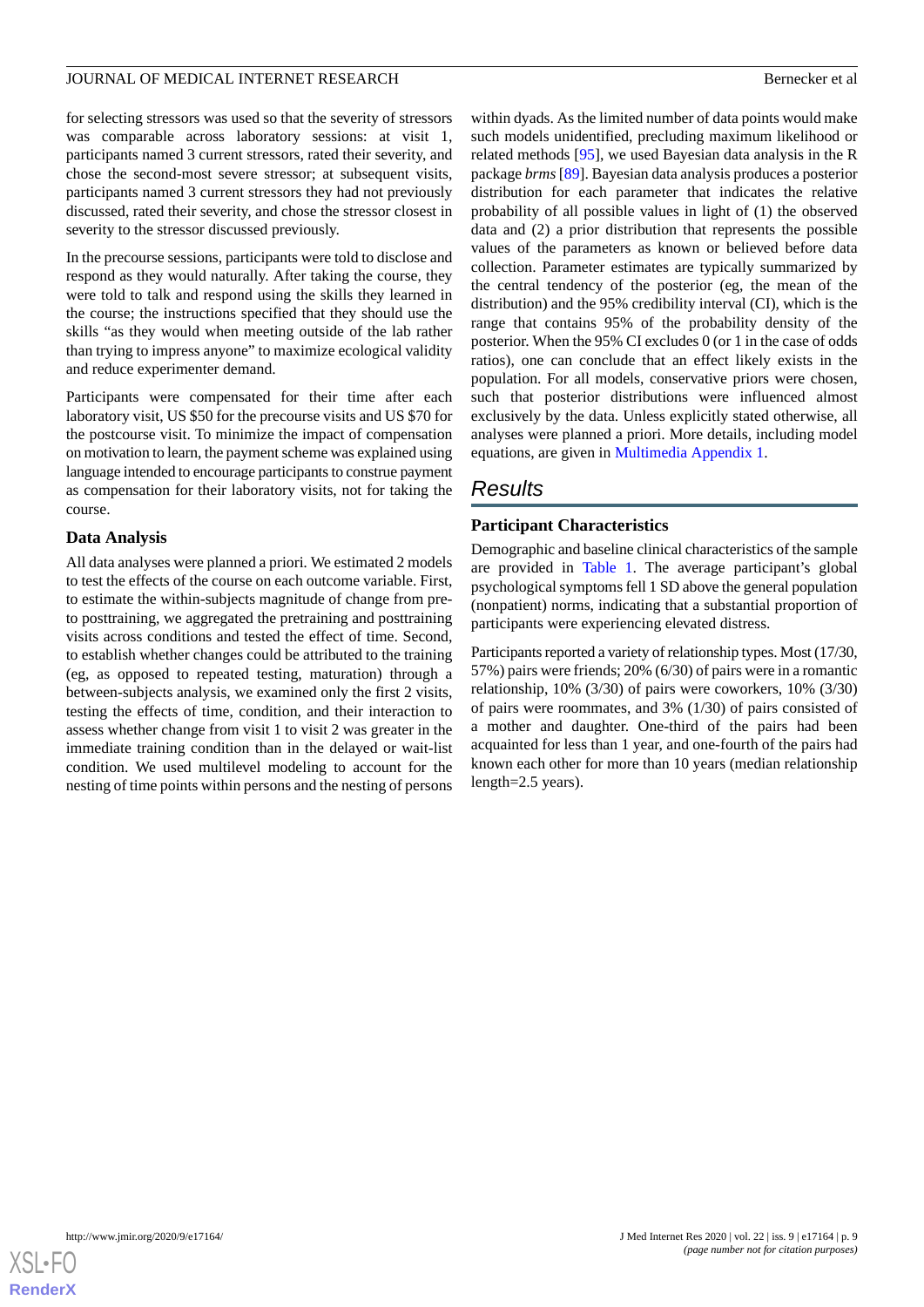for selecting stressors was used so that the severity of stressors was comparable across laboratory sessions: at visit 1, participants named 3 current stressors, rated their severity, and chose the second-most severe stressor; at subsequent visits, participants named 3 current stressors they had not previously discussed, rated their severity, and chose the stressor closest in severity to the stressor discussed previously.

In the precourse sessions, participants were told to disclose and respond as they would naturally. After taking the course, they were told to talk and respond using the skills they learned in the course; the instructions specified that they should use the skills "as they would when meeting outside of the lab rather than trying to impress anyone" to maximize ecological validity and reduce experimenter demand.

Participants were compensated for their time after each laboratory visit, US $50 for the precourse visits and US $70 for the postcourse visit. To minimize the impact of compensation on motivation to learn, the payment scheme was explained using language intended to encourage participants to construe payment as compensation for their laboratory visits, not for taking the course.

### Data Analysis

All data analyses were planned a priori. We estimated 2 models to test the effects of the course on each outcome variable. First, to estimate the within-subjects magnitude of change from pre- to posttraining, we aggregated the pretraining and posttraining visits across conditions and tested the effect of time. Second, to establish whether changes could be attributed to the training (eg, as opposed to repeated testing, maturation) through a between-subjects analysis, we examined only the first 2 visits, testing the effects of time, condition, and their interaction to assess whether change from visit 1 to visit 2 was greater in the immediate training condition than in the delayed or wait-list condition. We used multilevel modeling to account for the nesting of time points within persons and the nesting of persons within dyads. As the limited number of data points would make such models unidentified, precluding maximum likelihood or related methods [95], we used Bayesian data analysis in the R package *brms* [89]. Bayesian data analysis produces a posterior distribution for each parameter that indicates the relative probability of all possible values in light of (1) the observed data and (2) a prior distribution that represents the possible values of the parameters as known or believed before data collection. Parameter estimates are typically summarized by the central tendency of the posterior (eg, the mean of the distribution) and the 95% credibility interval (CI), which is the range that contains 95% of the probability density of the posterior. When the 95% CI excludes 0 (or 1 in the case of odds ratios), one can conclude that an effect likely exists in the population. For all models, conservative priors were chosen, such that posterior distributions were influenced almost exclusively by the data. Unless explicitly stated otherwise, all analyses were planned a priori. More details, including model equations, are given in Multimedia Appendix 1.

## Results

### Participant Characteristics

Demographic and baseline clinical characteristics of the sample are provided in Table 1. The average participant's global psychological symptoms fell 1 SD above the general population (nonpatient) norms, indicating that a substantial proportion of participants were experiencing elevated distress.

Participants reported a variety of relationship types. Most (17/30, 57%) pairs were friends; 20% (6/30) of pairs were in a romantic relationship, 10% (3/30) of pairs were coworkers, 10% (3/30) of pairs were roommates, and 3% (1/30) of pairs consisted of a mother and daughter. One-third of the pairs had been acquainted for less than 1 year, and one-fourth of the pairs had known each other for more than 10 years (median relationship length=2.5 years).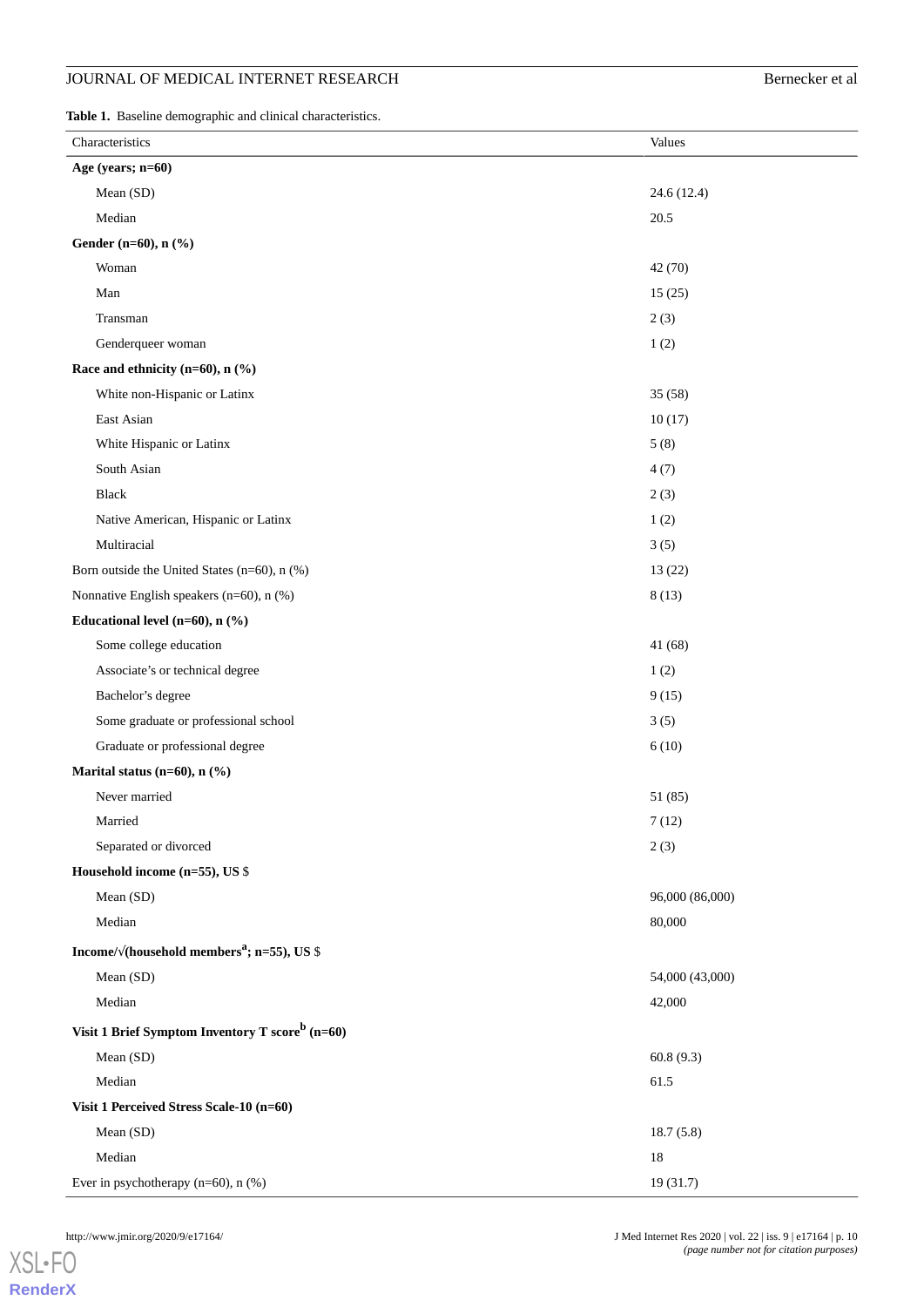**Table 1.** Baseline demographic and clinical characteristics.

| Characteristics | Values |
|---|---|
| **Age (years; n=60)** | |
| Mean (SD) | 24.6 (12.4) |
| Median | 20.5 |
| **Gender (n=60), n (%)** | |
| Woman | 42 (70) |
| Man | 15 (25) |
| Transman | 2 (3) |
| Genderqueer woman | 1 (2) |
| **Race and ethnicity (n=60), n (%)** | |
| White non-Hispanic or Latinx | 35 (58) |
| East Asian | 10 (17) |
| White Hispanic or Latinx | 5 (8) |
| South Asian | 4 (7) |
| Black | 2 (3) |
| Native American, Hispanic or Latinx | 1 (2) |
| Multiracial | 3 (5) |
| Born outside the United States (n=60), n (%) | 13 (22) |
| Nonnative English speakers (n=60), n (%) | 8 (13) |
| **Educational level (n=60), n (%)** | |
| Some college education | 41 (68) |
| Associate's or technical degree | 1 (2) |
| Bachelor's degree | 9 (15) |
| Some graduate or professional school | 3 (5) |
| Graduate or professional degree | 6 (10) |
| **Marital status (n=60), n (%)** | |
| Never married | 51 (85) |
| Married | 7 (12) |
| Separated or divorced | 2 (3) |
| **Household income (n=55), US $** | |
| Mean (SD) | 96,000 (86,000) |
| Median | 80,000 |
| **Income/√(household members[a]; n=55), US $** | |
| Mean (SD) | 54,000 (43,000) |
| Median | 42,000 |
| **Visit 1 Brief Symptom Inventory T score[b] (n=60)** | |
| Mean (SD) | 60.8 (9.3) |
| Median | 61.5 |
| **Visit 1 Perceived Stress Scale-10 (n=60)** | |
| Mean (SD) | 18.7 (5.8) |
| Median | 18 |
| Ever in psychotherapy (n=60), n (%) | 19 (31.7) |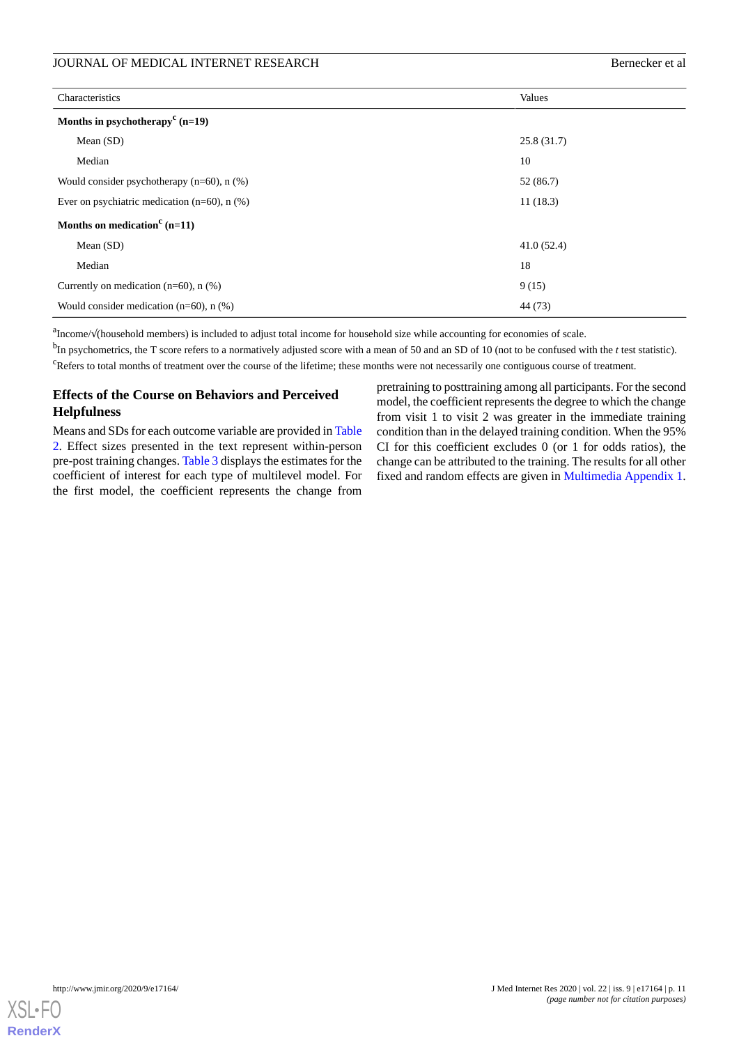| Characteristics | Values |
|---|---|
| **Months in psychotherapy[c] (n=19)** | |
| Mean (SD) | 25.8 (31.7) |
| Median | 10 |
| Would consider psychotherapy (n=60), n (%) | 52 (86.7) |
| Ever on psychiatric medication (n=60), n (%) | 11 (18.3) |
| **Months on medication[c] (n=11)** | |
| Mean (SD) | 41.0 (52.4) |
| Median | 18 |
| Currently on medication (n=60), n (%) | 9 (15) |
| Would consider medication (n=60), n (%) | 44 (73) |

[a]Income/√(household members) is included to adjust total income for household size while accounting for economies of scale.

[b]In psychometrics, the T score refers to a normatively adjusted score with a mean of 50 and an SD of 10 (not to be confused with the *t* test statistic).

[c]Refers to total months of treatment over the course of the lifetime; these months were not necessarily one contiguous course of treatment.

### Effects of the Course on Behaviors and Perceived Helpfulness

Means and SDs for each outcome variable are provided in Table 2. Effect sizes presented in the text represent within-person pre-post training changes. Table 3 displays the estimates for the coefficient of interest for each type of multilevel model. For the first model, the coefficient represents the change from pretraining to posttraining among all participants. For the second model, the coefficient represents the degree to which the change from visit 1 to visit 2 was greater in the immediate training condition than in the delayed training condition. When the 95% CI for this coefficient excludes 0 (or 1 for odds ratios), the change can be attributed to the training. The results for all other fixed and random effects are given in Multimedia Appendix 1.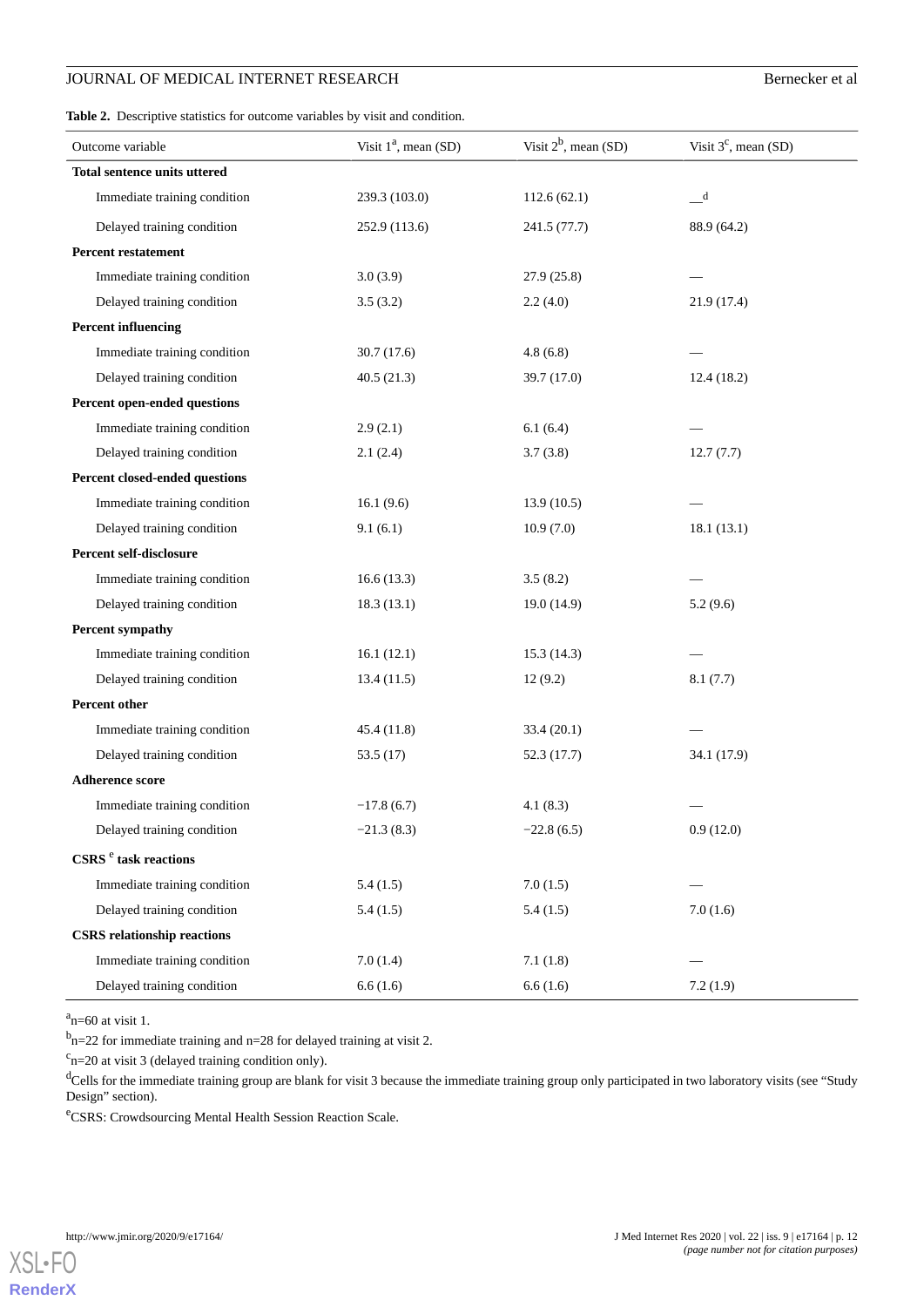**Table 2.** Descriptive statistics for outcome variables by visit and condition.

| Outcome variable | Visit 1[a], mean (SD) | Visit 2[b], mean (SD) | Visit 3[c], mean (SD) |
|---|---|---|---|
| **Total sentence units uttered** | | | |
| Immediate training condition | 239.3 (103.0) | 112.6 (62.1) | —[d] |
| Delayed training condition | 252.9 (113.6) | 241.5 (77.7) | 88.9 (64.2) |
| **Percent restatement** | | | |
| Immediate training condition | 3.0 (3.9) | 27.9 (25.8) | — |
| Delayed training condition | 3.5 (3.2) | 2.2 (4.0) | 21.9 (17.4) |
| **Percent influencing** | | | |
| Immediate training condition | 30.7 (17.6) | 4.8 (6.8) | — |
| Delayed training condition | 40.5 (21.3) | 39.7 (17.0) | 12.4 (18.2) |
| **Percent open-ended questions** | | | |
| Immediate training condition | 2.9 (2.1) | 6.1 (6.4) | — |
| Delayed training condition | 2.1 (2.4) | 3.7 (3.8) | 12.7 (7.7) |
| **Percent closed-ended questions** | | | |
| Immediate training condition | 16.1 (9.6) | 13.9 (10.5) | — |
| Delayed training condition | 9.1 (6.1) | 10.9 (7.0) | 18.1 (13.1) |
| **Percent self-disclosure** | | | |
| Immediate training condition | 16.6 (13.3) | 3.5 (8.2) | — |
| Delayed training condition | 18.3 (13.1) | 19.0 (14.9) | 5.2 (9.6) |
| **Percent sympathy** | | | |
| Immediate training condition | 16.1 (12.1) | 15.3 (14.3) | — |
| Delayed training condition | 13.4 (11.5) | 12 (9.2) | 8.1 (7.7) |
| **Percent other** | | | |
| Immediate training condition | 45.4 (11.8) | 33.4 (20.1) | — |
| Delayed training condition | 53.5 (17) | 52.3 (17.7) | 34.1 (17.9) |
| **Adherence score** | | | |
| Immediate training condition | −17.8 (6.7) | 4.1 (8.3) | — |
| Delayed training condition | −21.3 (8.3) | −22.8 (6.5) | 0.9 (12.0) |
| **CSRS[e] task reactions** | | | |
| Immediate training condition | 5.4 (1.5) | 7.0 (1.5) | — |
| Delayed training condition | 5.4 (1.5) | 5.4 (1.5) | 7.0 (1.6) |
| **CSRS relationship reactions** | | | |
| Immediate training condition | 7.0 (1.4) | 7.1 (1.8) | — |
| Delayed training condition | 6.6 (1.6) | 6.6 (1.6) | 7.2 (1.9) |

[a]n=60 at visit 1.

[b]n=22 for immediate training and n=28 for delayed training at visit 2.

[c]n=20 at visit 3 (delayed training condition only).

[d]Cells for the immediate training group are blank for visit 3 because the immediate training group only participated in two laboratory visits (see "Study Design" section).

[e]CSRS: Crowdsourcing Mental Health Session Reaction Scale.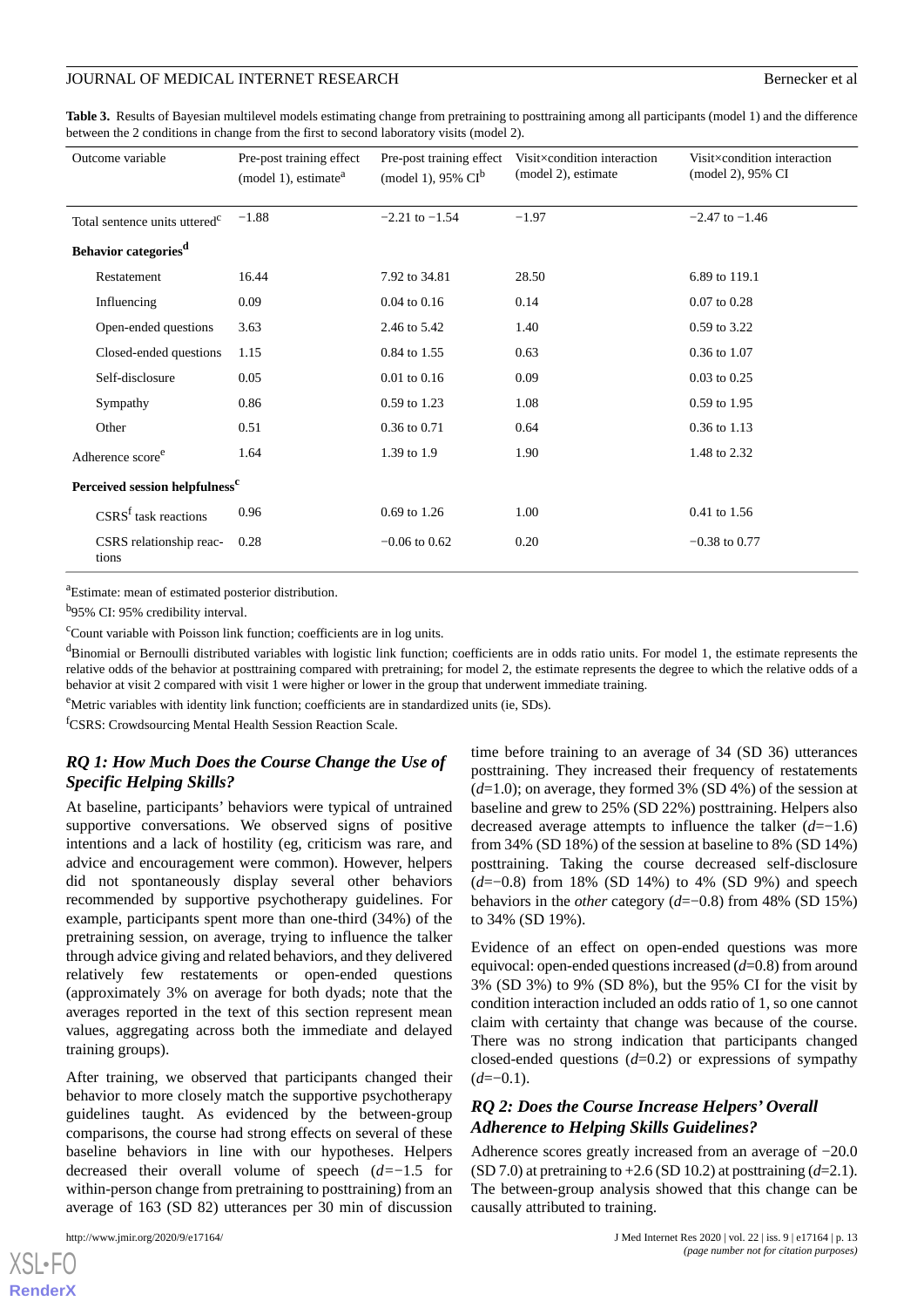**Table 3.** Results of Bayesian multilevel models estimating change from pretraining to posttraining among all participants (model 1) and the difference between the 2 conditions in change from the first to second laboratory visits (model 2).

| Outcome variable | Pre-post training effect (model 1), estimate[a] | Pre-post training effect (model 1), 95% CI[b] | Visit×condition interaction (model 2), estimate | Visit×condition interaction (model 2), 95% CI |
|---|---|---|---|---|
| Total sentence units uttered[c] | −1.88 | −2.21 to −1.54 | −1.97 | −2.47 to −1.46 |
| **Behavior categories[d]** | | | | |
| Restatement | 16.44 | 7.92 to 34.81 | 28.50 | 6.89 to 119.1 |
| Influencing | 0.09 | 0.04 to 0.16 | 0.14 | 0.07 to 0.28 |
| Open-ended questions | 3.63 | 2.46 to 5.42 | 1.40 | 0.59 to 3.22 |
| Closed-ended questions | 1.15 | 0.84 to 1.55 | 0.63 | 0.36 to 1.07 |
| Self-disclosure | 0.05 | 0.01 to 0.16 | 0.09 | 0.03 to 0.25 |
| Sympathy | 0.86 | 0.59 to 1.23 | 1.08 | 0.59 to 1.95 |
| Other | 0.51 | 0.36 to 0.71 | 0.64 | 0.36 to 1.13 |
| Adherence score[e] | 1.64 | 1.39 to 1.9 | 1.90 | 1.48 to 2.32 |
| **Perceived session helpfulness[c]** | | | | |
| CSRS[f] task reactions | 0.96 | 0.69 to 1.26 | 1.00 | 0.41 to 1.56 |
| CSRS relationship reactions | 0.28 | −0.06 to 0.62 | 0.20 | −0.38 to 0.77 |

[a]Estimate: mean of estimated posterior distribution.

[b]95% CI: 95% credibility interval.

[c]Count variable with Poisson link function; coefficients are in log units.

[d]Binomial or Bernoulli distributed variables with logistic link function; coefficients are in odds ratio units. For model 1, the estimate represents the relative odds of a behavior at posttraining compared with pretraining; for model 2, the estimate represents the degree to which the relative odds of a behavior at visit 2 compared with visit 1 were higher or lower in the group that underwent immediate training.

[e]Metric variables with identity link function; coefficients are in standardized units (ie, SDs).

[f]CSRS: Crowdsourcing Mental Health Session Reaction Scale.

### *RQ 1: How Much Does the Course Change the Use of Specific Helping Skills?*

At baseline, participants' behaviors were typical of untrained supportive conversations. We observed signs of positive intentions and a lack of hostility (eg, criticism was rare, and advice and encouragement were common). However, helpers did not spontaneously display several other behaviors recommended by supportive psychotherapy guidelines. For example, participants spent more than one-third (34%) of the pretraining session, on average, trying to influence the talker through advice giving and related behaviors, and they delivered relatively few restatements or open-ended questions (approximately 3% on average for both dyads; note that the averages reported in the text of this section represent mean values, aggregating across both the immediate and delayed training groups).

After training, we observed that participants changed their behavior to more closely match the supportive psychotherapy guidelines taught. As evidenced by the between-group comparisons, the course had strong effects on several of these baseline behaviors in line with our hypotheses. Helpers decreased their overall volume of speech ($d$=−1.5 for within-person change from pretraining to posttraining) from an average of 163 (SD 82) utterances per 30 min of discussion time before training to an average of 34 (SD 36) utterances posttraining. They increased their frequency of restatements ($d$=1.0); on average, they formed 3% (SD 4%) of the session at baseline and grew to 25% (SD 22%) posttraining. Helpers also decreased average attempts to influence the talker ($d$=−1.6) from 34% (SD 18%) of the session at baseline to 8% (SD 14%) posttraining. Taking the course decreased self-disclosure ($d$=−0.8) from 18% (SD 14%) to 4% (SD 9%) and speech behaviors in the *other* category ($d$=−0.8) from 48% (SD 15%) to 34% (SD 19%).

Evidence of an effect on open-ended questions was more equivocal: open-ended questions increased ($d$=0.8) from around 3% (SD 3%) to 9% (SD 8%), but the 95% CI for the visit by condition interaction included an odds ratio of 1, so one cannot claim with certainty that change was because of the course. There was no strong indication that participants changed closed-ended questions ($d$=0.2) or expressions of sympathy ($d$=−0.1).

### *RQ 2: Does the Course Increase Helpers' Overall Adherence to Helping Skills Guidelines?*

Adherence scores greatly increased from an average of −20.0 (SD 7.0) at pretraining to +2.6 (SD 10.2) at posttraining ($d$=2.1). The between-group analysis showed that this change can be causally attributed to training.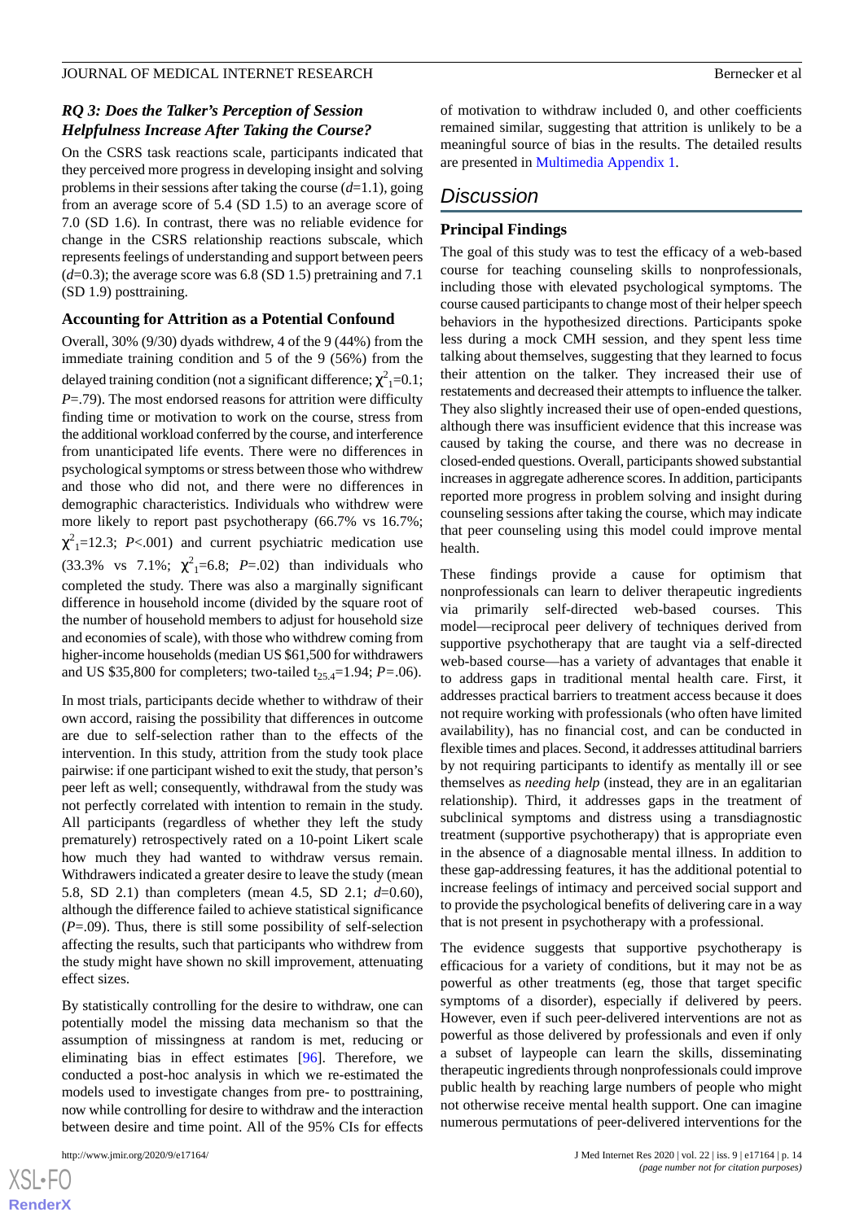### RQ 3: Does the Talker's Perception of Session Helpfulness Increase After Taking the Course?

On the CSRS task reactions scale, participants indicated that they perceived more progress in developing insight and solving problems in their sessions after taking the course (*d*=1.1), going from an average score of 5.4 (SD 1.5) to an average score of 7.0 (SD 1.6). In contrast, there was no reliable evidence for change in the CSRS relationship reactions subscale, which represents feelings of understanding and support between peers (*d*=0.3); the average score was 6.8 (SD 1.5) pretraining and 7.1 (SD 1.9) posttraining.

### Accounting for Attrition as a Potential Confound

Overall, 30% (9/30) dyads withdrew, 4 of the 9 (44%) from the immediate training condition and 5 of the 9 (56%) from the delayed training condition (not a significant difference; $\chi^2_1$=0.1; *P*=.79). The most endorsed reasons for attrition were difficulty finding time or motivation to work on the course, stress from the additional workload conferred by the course, and interference from unanticipated life events. There were no differences in psychological symptoms or stress between those who withdrew and those who did not, and there were no differences in demographic characteristics. Individuals who withdrew were more likely to report past psychotherapy (66.7% vs 16.7%; $\chi^2_1$=12.3; *P*<.001) and current psychiatric medication use (33.3% vs 7.1%; $\chi^2_1$=6.8; *P*=.02) than individuals who completed the study. There was also a marginally significant difference in household income (divided by the square root of the number of household members to adjust for household size and economies of scale), with those who withdrew coming from higher-income households (median US $61,500 for withdrawers and US $35,800 for completers; two-tailed $t_{25.4}$=1.94; *P*=.06).

In most trials, participants decide whether to withdraw of their own accord, raising the possibility that differences in outcome are due to self-selection rather than the effects of the intervention. In this study, attrition from the study took place pairwise: if one participant wished to exit the study, that person's peer left as well; consequently, withdrawal from the study was not perfectly correlated with intention to remain in the study. All participants (regardless of whether they left the study prematurely) retrospectively rated on a 10-point Likert scale how much they had wanted to withdraw versus remain. Withdrawers indicated a greater desire to leave the study (mean 5.8, SD 2.1) than completers (mean 4.5, SD 2.1; *d*=0.60), although the difference failed to achieve statistical significance (*P*=.09). Thus, there is still some possibility of self-selection affecting the results, such that participants who withdrew from the study might have shown no skill improvement, attenuating effect sizes.

By statistically controlling for the desire to withdraw, one can potentially model the missing data mechanism so that the assumption of missingness at random is met, reducing or eliminating bias in effect estimates [96]. Therefore, we conducted a post-hoc analysis in which we re-estimated the models used to investigate changes from pre- to posttraining, now while controlling for desire to withdraw and the interaction between desire and time point. All of the 95% CIs for effects of motivation to withdraw included 0, and other coefficients remained similar, suggesting that attrition is unlikely to be a meaningful source of bias in the results. The detailed results are presented in Multimedia Appendix 1.

## Discussion

### Principal Findings

The goal of this study was to test the efficacy of a web-based course for teaching counseling skills to nonprofessionals, including those with elevated psychological symptoms. The course caused participants to change most of their helper speech behaviors in the hypothesized directions. Participants spoke less during a mock CMH session, and they spent less time talking about themselves, suggesting that they learned to focus their attention on the talker. They increased their use of restatements and decreased their attempts to influence the talker. They also slightly increased their use of open-ended questions, although there was insufficient evidence that this increase was caused by taking the course, and there was no decrease in closed-ended questions. Overall, participants showed substantial increases in aggregate adherence scores. In addition, participants reported more progress in problem solving and insight during counseling sessions after taking the course, which may indicate that peer counseling using this model could improve mental health.

These findings provide a cause for optimism that nonprofessionals can learn to deliver therapeutic ingredients via primarily self-directed web-based courses. This model—reciprocal peer delivery of techniques derived from supportive psychotherapy that are taught via a self-directed web-based course—has a variety of advantages that enable it to address gaps in traditional mental health care. First, it addresses practical barriers to treatment access because it does not require working with professionals (who often have limited availability), has no financial cost, and can be conducted in flexible times and places. Second, it addresses attitudinal barriers by not requiring participants to identify as mentally ill or see themselves as *needing help* (instead, they are in an egalitarian relationship). Third, it addresses gaps in the treatment of subclinical symptoms and distress using a transdiagnostic treatment (supportive psychotherapy) that is appropriate even in the absence of a diagnosable mental illness. In addition to these gap-addressing features, it has the additional potential to increase feelings of intimacy and perceived social support and to provide the psychological benefits of delivering care in a way that is not present in psychotherapy with a professional.

The evidence suggests that supportive psychotherapy is efficacious for a variety of conditions, but it may not be as powerful as other treatments (eg, those that target specific symptoms of a disorder), especially if delivered by peers. However, even if such peer-delivered interventions are not as powerful as those delivered by professionals and even if only a subset of laypeople can learn the skills, disseminating therapeutic ingredients through nonprofessionals could improve public health by reaching large numbers of people who might not otherwise receive mental health support. One can imagine numerous permutations of peer-delivered interventions for the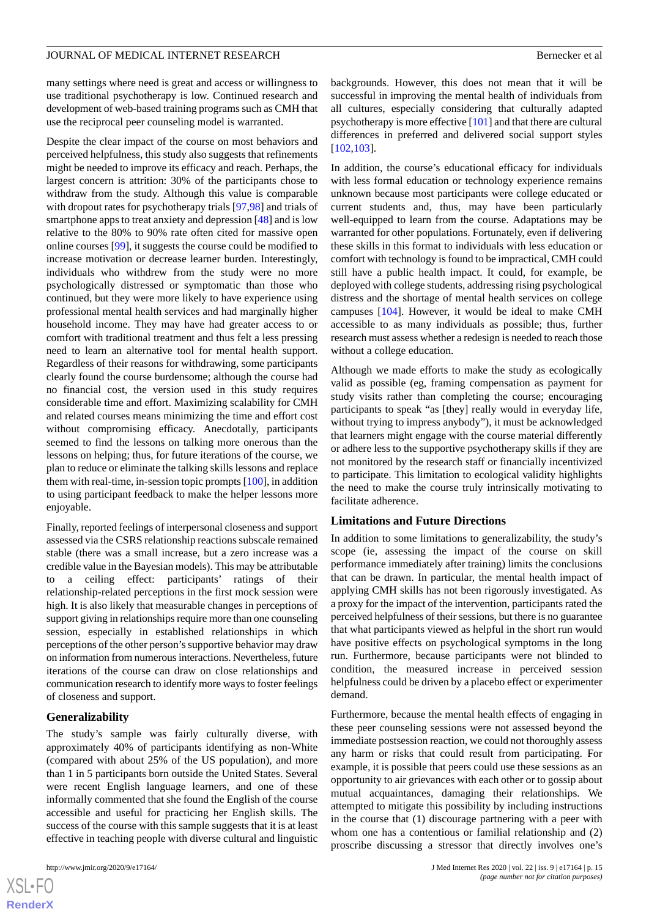many settings where need is great and access or willingness to use traditional psychotherapy is low. Continued research and development of web-based training programs such as CMH that use the reciprocal peer counseling model is warranted.

Despite the clear impact of the course on most behaviors and perceived helpfulness, this study also suggests that refinements might be needed to improve its efficacy and reach. Perhaps, the largest concern is attrition: 30% of the participants chose to withdraw from the study. Although this value is comparable with dropout rates for psychotherapy trials [97,98] and trials of smartphone apps to treat anxiety and depression [48] and is low relative to the 80% to 90% rate often cited for massive open online courses [99], it suggests the course could be modified to increase motivation or decrease learner burden. Interestingly, individuals who withdrew from the study were no more psychologically distressed or symptomatic than those who continued, but they were more likely to have experience using professional mental health services and had marginally higher household income. They may have had greater access to or comfort with traditional treatment and thus felt a less pressing need to learn an alternative tool for mental health support. Regardless of their reasons for withdrawing, some participants clearly found the course burdensome; although the course had no financial cost, the version used in this study requires considerable time and effort. Maximizing scalability for CMH and related courses means minimizing the time and effort cost without compromising efficacy. Anecdotally, participants seemed to find the lessons on talking more onerous than the lessons on helping; thus, for future iterations of the course, we plan to reduce or eliminate the talking skills lessons and replace them with real-time, in-session topic prompts [100], in addition to using participant feedback to make the helper lessons more enjoyable.

Finally, reported feelings of interpersonal closeness and support assessed via the CSRS relationship reactions subscale remained stable (there was a small increase, but a zero increase was a credible value in the Bayesian models). This may be attributable to a ceiling effect: participants' ratings of their relationship-related perceptions in the first mock session were high. It is also likely that measurable changes in perceptions of support giving in relationships require more than one counseling session, especially in established relationships in which perceptions of the other person's supportive behavior may draw on information from numerous interactions. Nevertheless, future iterations of the course can draw on close relationships and communication research to identify more ways to foster feelings of closeness and support.

### Generalizability

The study's sample was fairly culturally diverse, with approximately 40% of participants identifying as non-White (compared with about 25% of the US population), and more than 1 in 5 participants born outside the United States. Several were recent English language learners, and one of these informally commented that she found the English of the course accessible and useful for practicing her English skills. The success of the course with this sample suggests that it is at least effective in teaching people with diverse cultural and linguistic backgrounds. However, this does not mean that it will be successful in improving the mental health of individuals from all cultures, especially considering that culturally adapted psychotherapy is more effective [101] and that there are cultural differences in preferred and delivered social support styles [102,103].

In addition, the course's educational efficacy for individuals with less formal education or technology experience remains unknown because most participants were college educated or current students and, thus, may have been particularly well-equipped to learn from the course. Adaptations may be warranted for other populations. Fortunately, even if delivering these skills in this format to individuals with less education or comfort with technology is found to be impractical, CMH could still have a public health impact. It could, for example, be deployed with college students, addressing rising psychological distress and the shortage of mental health services on college campuses [104]. However, it would be ideal to make CMH accessible to as many individuals as possible; thus, further research must assess whether a redesign is needed to reach those without a college education.

Although we made efforts to make the study as ecologically valid as possible (eg, framing compensation as payment for study visits rather than completing the course; encouraging participants to speak "as [they] really would in everyday life, without trying to impress anybody"), it must be acknowledged that learners might engage with the course material differently or adhere less to the supportive psychotherapy skills if they are not monitored by the research staff or financially incentivized to participate. This limitation to ecological validity highlights the need to make the course truly intrinsically motivating to facilitate adherence.

### Limitations and Future Directions

In addition to some limitations to generalizability, the study's scope (ie, assessing the impact of the course on skill performance immediately after training) limits the conclusions that can be drawn. In particular, the mental health impact of applying CMH skills has not been rigorously investigated. As a proxy for the impact of the intervention, participants rated the perceived helpfulness of their sessions, but there is no guarantee that what participants viewed as helpful in the short run would have positive effects on psychological symptoms in the long run. Furthermore, because participants were not blinded to condition, the measured increase in perceived session helpfulness could be driven by a placebo effect or experimenter demand.

Furthermore, because the mental health effects of engaging in these peer counseling sessions were not assessed beyond the immediate postsession reaction, we could not thoroughly assess any harm or risks that could result from participating. For example, it is possible that peers could use these sessions as an opportunity to air grievances with each other or to gossip about mutual acquaintances, damaging their relationships. We attempted to mitigate this possibility by including instructions in the course that (1) discourage partnering with a peer with whom one has a contentious or familial relationship and (2) proscribe discussing a stressor that directly involves one's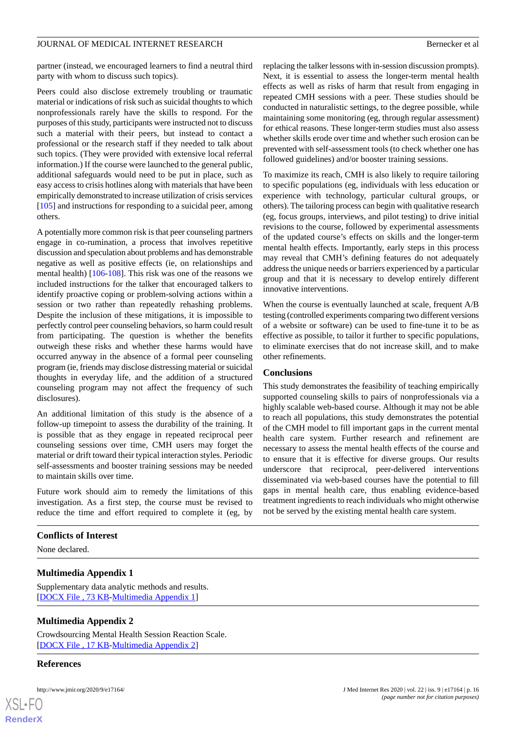partner (instead, we encouraged learners to find a neutral third party with whom to discuss such topics).

Peers could also disclose extremely troubling or traumatic material or indications of risk such as suicidal thoughts to which nonprofessionals rarely have the skills to respond. For the purposes of this study, participants were instructed not to discuss such a material with their peers, but instead to contact a professional or the research staff if they needed to talk about such topics. (They were provided with extensive local referral information.) If the course were launched to the general public, additional safeguards would need to be put in place, such as easy access to crisis hotlines along with materials that have been empirically demonstrated to increase utilization of crisis services [105] and instructions for responding to a suicidal peer, among others.

A potentially more common risk is that peer counseling partners engage in co-rumination, a process that involves repetitive discussion and speculation about problems and has demonstrable negative as well as positive effects (ie, on relationships and mental health) [106-108]. This risk was one of the reasons we included instructions for the talker that encouraged talkers to identify proactive coping or problem-solving actions within a session or two rather than repeatedly rehashing problems. Despite the inclusion of these mitigations, it is impossible to perfectly control peer counseling behaviors, so harm could result from participating. The question is whether the benefits outweigh these risks and whether these harms would have occurred anyway in the absence of a formal peer counseling program (ie, friends may disclose distressing material or suicidal thoughts in everyday life, and the addition of a structured counseling program may not affect the frequency of such disclosures).

An additional limitation of this study is the absence of a follow-up timepoint to assess the durability of the training. It is possible that as they engage in repeated reciprocal peer counseling sessions over time, CMH users may forget the material or drift toward their typical interaction styles. Periodic self-assessments and booster training sessions may be needed to maintain skills over time.

Future work should aim to remedy the limitations of this investigation. As a first step, the course must be revised to reduce the time and effort required to complete it (eg, by replacing the talker lessons with in-session discussion prompts). Next, it is essential to assess the longer-term mental health effects as well as risks of harm that result from engaging in repeated CMH sessions with a peer. These studies should be conducted in naturalistic settings, to the degree possible, while maintaining some monitoring (eg, through regular assessment) for ethical reasons. These longer-term studies must also assess whether skills erode over time and whether such erosion can be prevented with self-assessment tools (to check whether one has followed guidelines) and/or booster training sessions.

To maximize its reach, CMH is also likely to require tailoring to specific populations (eg, individuals with less education or experience with technology, particular cultural groups, or others). The tailoring process can begin with qualitative research (eg, focus groups, interviews, and pilot testing) to drive initial revisions to the course, followed by experimental assessments of the updated course's effects on skills and the longer-term mental health effects. Importantly, early steps in this process may reveal that CMH's defining features do not adequately address the unique needs or barriers experienced by a particular group and that it is necessary to develop entirely different innovative interventions.

When the course is eventually launched at scale, frequent A/B testing (controlled experiments comparing two different versions of a website or software) can be used to fine-tune it to be as effective as possible, to tailor it further to specific populations, to eliminate exercises that do not increase skill, and to make other refinements.

## Conclusions

This study demonstrates the feasibility of teaching empirically supported counseling skills to pairs of nonprofessionals via a highly scalable web-based course. Although it may not be able to reach all populations, this study demonstrates the potential of the CMH model to fill important gaps in the current mental health care system. Further research and refinement are necessary to assess the mental health effects of the course and to ensure that it is effective for diverse groups. Our results underscore that reciprocal, peer-delivered interventions disseminated via web-based courses have the potential to fill gaps in mental health care, thus enabling evidence-based treatment ingredients to reach individuals who might otherwise not be served by the existing mental health care system.

## Conflicts of Interest

None declared.

## Multimedia Appendix 1

Supplementary data analytic methods and results.
[DOCX File , 73 KB-Multimedia Appendix 1]

## Multimedia Appendix 2

Crowdsourcing Mental Health Session Reaction Scale.
[DOCX File , 17 KB-Multimedia Appendix 2]

## References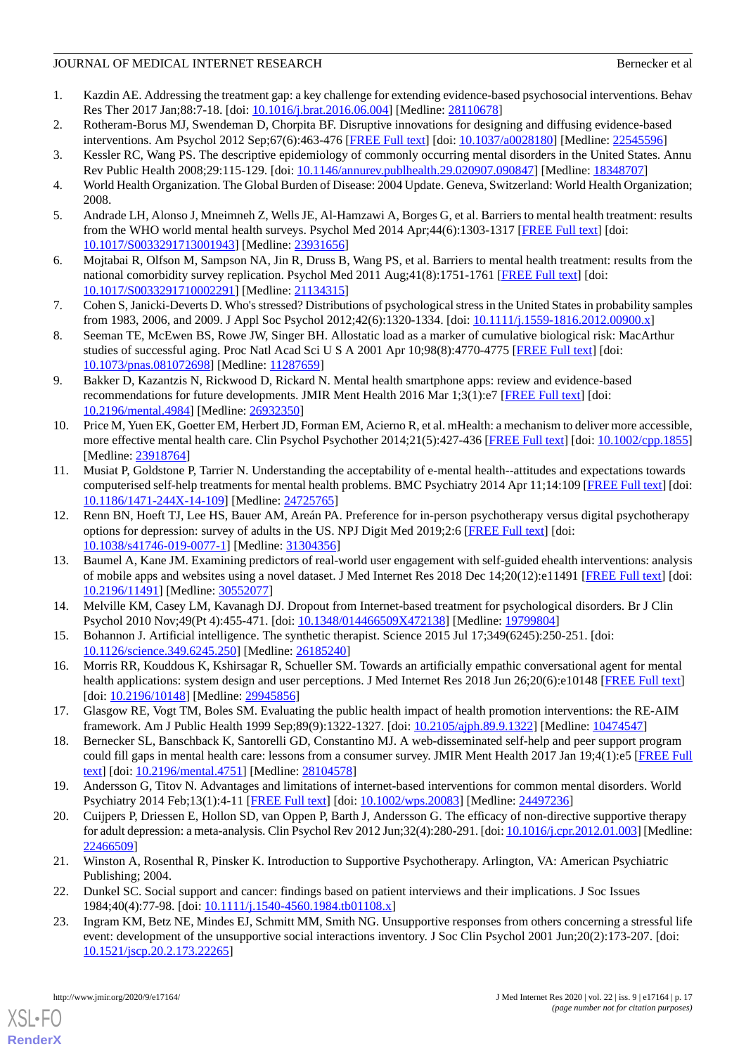1. Kazdin AE. Addressing the treatment gap: a key challenge for extending evidence-based psychosocial interventions. Behav Res Ther 2017 Jan;88:7-18. [doi: 10.1016/j.brat.2016.06.004] [Medline: 28110678]
2. Rotheram-Borus MJ, Swendeman D, Chorpita BF. Disruptive innovations for designing and diffusing evidence-based interventions. Am Psychol 2012 Sep;67(6):463-476 [FREE Full text] [doi: 10.1037/a0028180] [Medline: 22545596]
3. Kessler RC, Wang PS. The descriptive epidemiology of commonly occurring mental disorders in the United States. Annu Rev Public Health 2008;29:115-129. [doi: 10.1146/annurev.publhealth.29.020907.090847] [Medline: 18348707]
4. World Health Organization. The Global Burden of Disease: 2004 Update. Geneva, Switzerland: World Health Organization; 2008.
5. Andrade LH, Alonso J, Mneimneh Z, Wells JE, Al-Hamzawi A, Borges G, et al. Barriers to mental health treatment: results from the WHO world mental health surveys. Psychol Med 2014 Apr;44(6):1303-1317 [FREE Full text] [doi: 10.1017/S0033291713001943] [Medline: 23931656]
6. Mojtabai R, Olfson M, Sampson NA, Jin R, Druss B, Wang PS, et al. Barriers to mental health treatment: results from the national comorbidity survey replication. Psychol Med 2011 Aug;41(8):1751-1761 [FREE Full text] [doi: 10.1017/S0033291710002291] [Medline: 21134315]
7. Cohen S, Janicki-Deverts D. Who's stressed? Distributions of psychological stress in the United States in probability samples from 1983, 2006, and 2009. J Appl Soc Psychol 2012;42(6):1320-1334. [doi: 10.1111/j.1559-1816.2012.00900.x]
8. Seeman TE, McEwen BS, Rowe JW, Singer BH. Allostatic load as a marker of cumulative biological risk: MacArthur studies of successful aging. Proc Natl Acad Sci U S A 2001 Apr 10;98(8):4770-4775 [FREE Full text] [doi: 10.1073/pnas.081072698] [Medline: 11287659]
9. Bakker D, Kazantzis N, Rickwood D, Rickard N. Mental health smartphone apps: review and evidence-based recommendations for future developments. JMIR Ment Health 2016 Mar 1;3(1):e7 [FREE Full text] [doi: 10.2196/mental.4984] [Medline: 26932350]
10. Price M, Yuen EK, Goetter EM, Herbert JD, Forman EM, Acierno R, et al. mHealth: a mechanism to deliver more accessible, more effective mental health care. Clin Psychol Psychother 2014;21(5):427-436 [FREE Full text] [doi: 10.1002/cpp.1855] [Medline: 23918764]
11. Musiat P, Goldstone P, Tarrier N. Understanding the acceptability of e-mental health--attitudes and expectations towards computerised self-help treatments for mental health problems. BMC Psychiatry 2014 Apr 11;14:109 [FREE Full text] [doi: 10.1186/1471-244X-14-109] [Medline: 24725765]
12. Renn BN, Hoeft TJ, Lee HS, Bauer AM, Areán PA. Preference for in-person psychotherapy versus digital psychotherapy options for depression: survey of adults in the US. NPJ Digit Med 2019;2:6 [FREE Full text] [doi: 10.1038/s41746-019-0077-1] [Medline: 31304356]
13. Baumel A, Kane JM. Examining predictors of real-world user engagement with self-guided ehealth interventions: analysis of mobile apps and websites using a novel dataset. J Med Internet Res 2018 Dec 14;20(12):e11491 [FREE Full text] [doi: 10.2196/11491] [Medline: 30552077]
14. Melville KM, Casey LM, Kavanagh DJ. Dropout from Internet-based treatment for psychological disorders. Br J Clin Psychol 2010 Nov;49(Pt 4):455-471. [doi: 10.1348/014466509X472138] [Medline: 19799804]
15. Bohannon J. Artificial intelligence. The synthetic therapist. Science 2015 Jul 17;349(6245):250-251. [doi: 10.1126/science.349.6245.250] [Medline: 26185240]
16. Morris RR, Kouddous K, Kshirsagar R, Schueller SM. Towards an artificially empathic conversational agent for mental health applications: system design and user perceptions. J Med Internet Res 2018 Jun 26;20(6):e10148 [FREE Full text] [doi: 10.2196/10148] [Medline: 29945856]
17. Glasgow RE, Vogt TM, Boles SM. Evaluating the public health impact of health promotion interventions: the RE-AIM framework. Am J Public Health 1999 Sep;89(9):1322-1327. [doi: 10.2105/ajph.89.9.1322] [Medline: 10474547]
18. Bernecker SL, Banschback K, Santorelli GD, Constantino MJ. A web-disseminated self-help and peer support program could fill gaps in mental health care: lessons from a consumer survey. JMIR Ment Health 2017 Jan 19;4(1):e5 [FREE Full text] [doi: 10.2196/mental.4751] [Medline: 28104578]
19. Andersson G, Titov N. Advantages and limitations of internet-based interventions for common mental disorders. World Psychiatry 2014 Feb;13(1):4-11 [FREE Full text] [doi: 10.1002/wps.20083] [Medline: 24497236]
20. Cuijpers P, Driessen E, Hollon SD, van Oppen P, Barth J, Andersson G. The efficacy of non-directive supportive therapy for adult depression: a meta-analysis. Clin Psychol Rev 2012 Jun;32(4):280-291. [doi: 10.1016/j.cpr.2012.01.003] [Medline: 22466509]
21. Winston A, Rosenthal R, Pinsker K. Introduction to Supportive Psychotherapy. Arlington, VA: American Psychiatric Publishing; 2004.
22. Dunkel SC. Social support and cancer: findings based on patient interviews and their implications. J Soc Issues 1984;40(4):77-98. [doi: 10.1111/j.1540-4560.1984.tb01108.x]
23. Ingram KM, Betz NE, Mindes EJ, Schmitt MM, Smith NG. Unsupportive responses from others concerning a stressful life event: development of the unsupportive social interactions inventory. J Soc Clin Psychol 2001 Jun;20(2):173-207. [doi: 10.1521/jscp.20.2.173.22265]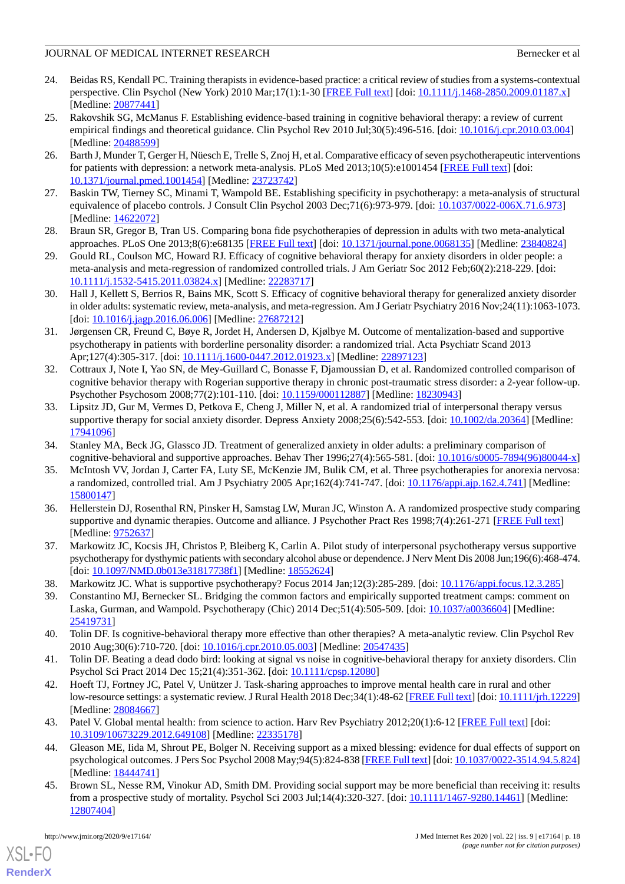24. Beidas RS, Kendall PC. Training therapists in evidence-based practice: a critical review of studies from a systems-contextual perspective. Clin Psychol (New York) 2010 Mar;17(1):1-30 [FREE Full text] [doi: 10.1111/j.1468-2850.2009.01187.x] [Medline: 20877441]
25. Rakovshik SG, McManus F. Establishing evidence-based training in cognitive behavioral therapy: a review of current empirical findings and theoretical guidance. Clin Psychol Rev 2010 Jul;30(5):496-516. [doi: 10.1016/j.cpr.2010.03.004] [Medline: 20488599]
26. Barth J, Munder T, Gerger H, Nüesch E, Trelle S, Znoj H, et al. Comparative efficacy of seven psychotherapeutic interventions for patients with depression: a network meta-analysis. PLoS Med 2013;10(5):e1001454 [FREE Full text] [doi: 10.1371/journal.pmed.1001454] [Medline: 23723742]
27. Baskin TW, Tierney SC, Minami T, Wampold BE. Establishing specificity in psychotherapy: a meta-analysis of structural equivalence of placebo controls. J Consult Clin Psychol 2003 Dec;71(6):973-979. [doi: 10.1037/0022-006X.71.6.973] [Medline: 14622072]
28. Braun SR, Gregor B, Tran US. Comparing bona fide psychotherapies of depression in adults with two meta-analytical approaches. PLoS One 2013;8(6):e68135 [FREE Full text] [doi: 10.1371/journal.pone.0068135] [Medline: 23840824]
29. Gould RL, Coulson MC, Howard RJ. Efficacy of cognitive behavioral therapy for anxiety disorders in older people: a meta-analysis and meta-regression of randomized controlled trials. J Am Geriatr Soc 2012 Feb;60(2):218-229. [doi: 10.1111/j.1532-5415.2011.03824.x] [Medline: 22283717]
30. Hall J, Kellett S, Berrios R, Bains MK, Scott S. Efficacy of cognitive behavioral therapy for generalized anxiety disorder in older adults: systematic review, meta-analysis, and meta-regression. Am J Geriatr Psychiatry 2016 Nov;24(11):1063-1073. [doi: 10.1016/j.jagp.2016.06.006] [Medline: 27687212]
31. Jørgensen CR, Freund C, Bøye R, Jordet H, Andersen D, Kjølbye M. Outcome of mentalization-based and supportive psychotherapy in patients with borderline personality disorder: a randomized trial. Acta Psychiatr Scand 2013 Apr;127(4):305-317. [doi: 10.1111/j.1600-0447.2012.01923.x] [Medline: 22897123]
32. Cottraux J, Note I, Yao SN, de Mey-Guillard C, Bonasse F, Djamoussian D, et al. Randomized controlled comparison of cognitive behavior therapy with Rogerian supportive therapy in chronic post-traumatic stress disorder: a 2-year follow-up. Psychother Psychosom 2008;77(2):101-110. [doi: 10.1159/000112887] [Medline: 18230943]
33. Lipsitz JD, Gur M, Vermes D, Petkova E, Cheng J, Miller N, et al. A randomized trial of interpersonal therapy versus supportive therapy for social anxiety disorder. Depress Anxiety 2008;25(6):542-553. [doi: 10.1002/da.20364] [Medline: 17941096]
34. Stanley MA, Beck JG, Glassco JD. Treatment of generalized anxiety in older adults: a preliminary comparison of cognitive-behavioral and supportive approaches. Behav Ther 1996;27(4):565-581. [doi: 10.1016/s0005-7894(96)80044-x]
35. McIntosh VV, Jordan J, Carter FA, Luty SE, McKenzie JM, Bulik CM, et al. Three psychotherapies for anorexia nervosa: a randomized, controlled trial. Am J Psychiatry 2005 Apr;162(4):741-747. [doi: 10.1176/appi.ajp.162.4.741] [Medline: 15800147]
36. Hellerstein DJ, Rosenthal RN, Pinsker H, Samstag LW, Muran JC, Winston A. A randomized prospective study comparing supportive and dynamic therapies. Outcome and alliance. J Psychother Pract Res 1998;7(4):261-271 [FREE Full text] [Medline: 9752637]
37. Markowitz JC, Kocsis JH, Christos P, Bleiberg K, Carlin A. Pilot study of interpersonal psychotherapy versus supportive psychotherapy for dysthymic patients with secondary alcohol abuse or dependence. J Nerv Ment Dis 2008 Jun;196(6):468-474. [doi: 10.1097/NMD.0b013e31817738f1] [Medline: 18552624]
38. Markowitz JC. What is supportive psychotherapy? Focus 2014 Jan;12(3):285-289. [doi: 10.1176/appi.focus.12.3.285]
39. Constantino MJ, Bernecker SL. Bridging the common factors and empirically supported treatment camps: comment on Laska, Gurman, and Wampold. Psychotherapy (Chic) 2014 Dec;51(4):505-509. [doi: 10.1037/a0036604] [Medline: 25419731]
40. Tolin DF. Is cognitive-behavioral therapy more effective than other therapies? A meta-analytic review. Clin Psychol Rev 2010 Aug;30(6):710-720. [doi: 10.1016/j.cpr.2010.05.003] [Medline: 20547435]
41. Tolin DF. Beating a dead dodo bird: looking at signal vs noise in cognitive-behavioral therapy for anxiety disorders. Clin Psychol Sci Pract 2014 Dec 15;21(4):351-362. [doi: 10.1111/cpsp.12080]
42. Hoeft TJ, Fortney JC, Patel V, Unützer J. Task-sharing approaches to improve mental health care in rural and other low-resource settings: a systematic review. J Rural Health 2018 Dec;34(1):48-62 [FREE Full text] [doi: 10.1111/jrh.12229] [Medline: 28084667]
43. Patel V. Global mental health: from science to action. Harv Rev Psychiatry 2012;20(1):6-12 [FREE Full text] [doi: 10.3109/10673229.2012.649108] [Medline: 22335178]
44. Gleason ME, Iida M, Shrout PE, Bolger N. Receiving support as a mixed blessing: evidence for dual effects of support on psychological outcomes. J Pers Soc Psychol 2008 May;94(5):824-838 [FREE Full text] [doi: 10.1037/0022-3514.94.5.824] [Medline: 18444741]
45. Brown SL, Nesse RM, Vinokur AD, Smith DM. Providing social support may be more beneficial than receiving it: results from a prospective study of mortality. Psychol Sci 2003 Jul;14(4):320-327. [doi: 10.1111/1467-9280.14461] [Medline: 12807404]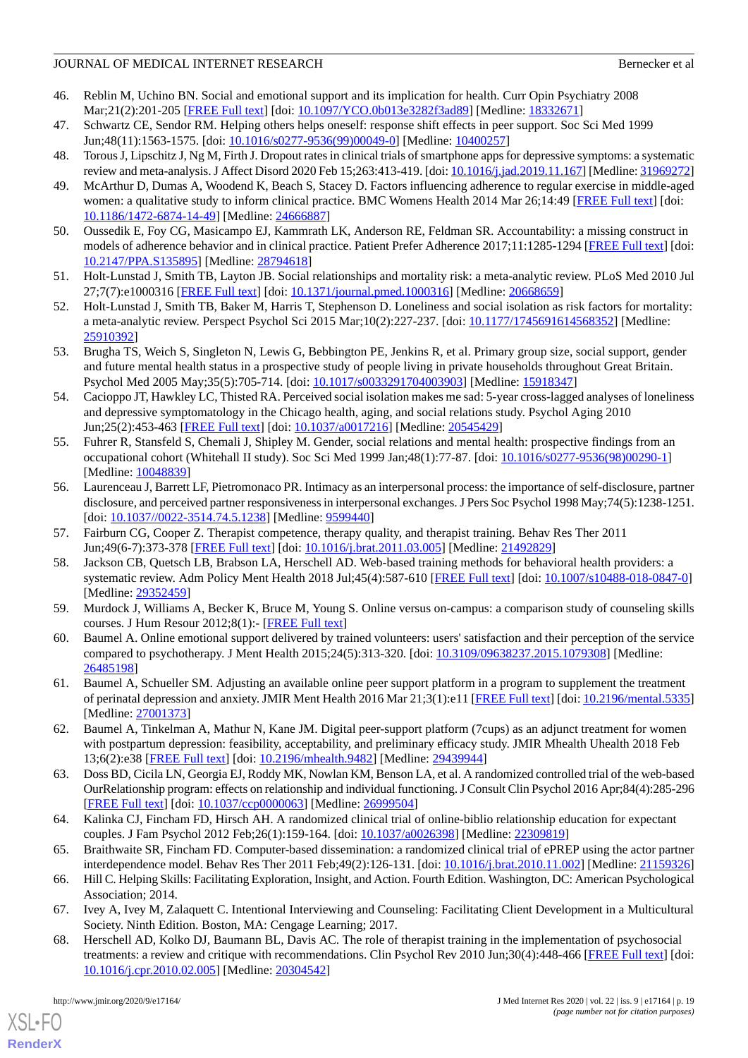46. Reblin M, Uchino BN. Social and emotional support and its implication for health. Curr Opin Psychiatry 2008 Mar;21(2):201-205 [FREE Full text] [doi: 10.1097/YCO.0b013e3282f3ad89] [Medline: 18332671]
47. Schwartz CE, Sendor RM. Helping others helps oneself: response shift effects in peer support. Soc Sci Med 1999 Jun;48(11):1563-1575. [doi: 10.1016/s0277-9536(99)00049-0] [Medline: 10400257]
48. Torous J, Lipschitz J, Ng M, Firth J. Dropout rates in clinical trials of smartphone apps for depressive symptoms: a systematic review and meta-analysis. J Affect Disord 2020 Feb 15;263:413-419. [doi: 10.1016/j.jad.2019.11.167] [Medline: 31969272]
49. McArthur D, Dumas A, Woodend K, Beach S, Stacey D. Factors influencing adherence to regular exercise in middle-aged women: a qualitative study to inform clinical practice. BMC Womens Health 2014 Mar 26;14:49 [FREE Full text] [doi: 10.1186/1472-6874-14-49] [Medline: 24666887]
50. Oussedik E, Foy CG, Masicampo EJ, Kammrath LK, Anderson RE, Feldman SR. Accountability: a missing construct in models of adherence behavior and in clinical practice. Patient Prefer Adherence 2017;11:1285-1294 [FREE Full text] [doi: 10.2147/PPA.S135895] [Medline: 28794618]
51. Holt-Lunstad J, Smith TB, Layton JB. Social relationships and mortality risk: a meta-analytic review. PLoS Med 2010 Jul 27;7(7):e1000316 [FREE Full text] [doi: 10.1371/journal.pmed.1000316] [Medline: 20668659]
52. Holt-Lunstad J, Smith TB, Baker M, Harris T, Stephenson D. Loneliness and social isolation as risk factors for mortality: a meta-analytic review. Perspect Psychol Sci 2015 Mar;10(2):227-237. [doi: 10.1177/1745691614568352] [Medline: 25910392]
53. Brugha TS, Weich S, Singleton N, Lewis G, Bebbington PE, Jenkins R, et al. Primary group size, social support, gender and future mental health status in a prospective study of people living in private households throughout Great Britain. Psychol Med 2005 May;35(5):705-714. [doi: 10.1017/s0033291704003903] [Medline: 15918347]
54. Cacioppo JT, Hawkley LC, Thisted RA. Perceived social isolation makes me sad: 5-year cross-lagged analyses of loneliness and depressive symptomatology in the Chicago health, aging, and social relations study. Psychol Aging 2010 Jun;25(2):453-463 [FREE Full text] [doi: 10.1037/a0017216] [Medline: 20545429]
55. Fuhrer R, Stansfeld S, Chemali J, Shipley M. Gender, social relations and mental health: prospective findings from an occupational cohort (Whitehall II study). Soc Sci Med 1999 Jan;48(1):77-87. [doi: 10.1016/s0277-9536(98)00290-1] [Medline: 10048839]
56. Laurenceau J, Barrett LF, Pietromonaco PR. Intimacy as an interpersonal process: the importance of self-disclosure, partner disclosure, and perceived partner responsiveness in interpersonal exchanges. J Pers Soc Psychol 1998 May;74(5):1238-1251. [doi: 10.1037//0022-3514.74.5.1238] [Medline: 9599440]
57. Fairburn CG, Cooper Z. Therapist competence, therapy quality, and therapist training. Behav Res Ther 2011 Jun;49(6-7):373-378 [FREE Full text] [doi: 10.1016/j.brat.2011.03.005] [Medline: 21492829]
58. Jackson CB, Quetsch LB, Brabson LA, Herschell AD. Web-based training methods for behavioral health providers: a systematic review. Adm Policy Ment Health 2018 Jul;45(4):587-610 [FREE Full text] [doi: 10.1007/s10488-018-0847-0] [Medline: 29352459]
59. Murdock J, Williams A, Becker K, Bruce M, Young S. Online versus on-campus: a comparison study of counseling skills courses. J Hum Resour 2012;8(1):- [FREE Full text]
60. Baumel A. Online emotional support delivered by trained volunteers: users' satisfaction and their perception of the service compared to psychotherapy. J Ment Health 2015;24(5):313-320. [doi: 10.3109/09638237.2015.1079308] [Medline: 26485198]
61. Baumel A, Schueller SM. Adjusting an available online peer support platform in a program to supplement the treatment of perinatal depression and anxiety. JMIR Ment Health 2016 Mar 21;3(1):e11 [FREE Full text] [doi: 10.2196/mental.5335] [Medline: 27001373]
62. Baumel A, Tinkelman A, Mathur N, Kane JM. Digital peer-support platform (7cups) as an adjunct treatment for women with postpartum depression: feasibility, acceptability, and preliminary efficacy study. JMIR Mhealth Uhealth 2018 Feb 13;6(2):e38 [FREE Full text] [doi: 10.2196/mhealth.9482] [Medline: 29439944]
63. Doss BD, Cicila LN, Georgia EJ, Roddy MK, Nowlan KM, Benson LA, et al. A randomized controlled trial of the web-based OurRelationship program: effects on relationship and individual functioning. J Consult Clin Psychol 2016 Apr;84(4):285-296 [FREE Full text] [doi: 10.1037/ccp0000063] [Medline: 26999504]
64. Kalinka CJ, Fincham FD, Hirsch AH. A randomized clinical trial of online-biblio relationship education for expectant couples. J Fam Psychol 2012 Feb;26(1):159-164. [doi: 10.1037/a0026398] [Medline: 22309819]
65. Braithwaite SR, Fincham FD. Computer-based dissemination: a randomized clinical trial of ePREP using the actor partner interdependence model. Behav Res Ther 2011 Feb;49(2):126-131. [doi: 10.1016/j.brat.2010.11.002] [Medline: 21159326]
66. Hill C. Helping Skills: Facilitating Exploration, Insight, and Action. Fourth Edition. Washington, DC: American Psychological Association; 2014.
67. Ivey A, Ivey M, Zalaquett C. Intentional Interviewing and Counseling: Facilitating Client Development in a Multicultural Society. Ninth Edition. Boston, MA: Cengage Learning; 2017.
68. Herschell AD, Kolko DJ, Baumann BL, Davis AC. The role of therapist training in the implementation of psychosocial treatments: a review and critique with recommendations. Clin Psychol Rev 2010 Jun;30(4):448-466 [FREE Full text] [doi: 10.1016/j.cpr.2010.02.005] [Medline: 20304542]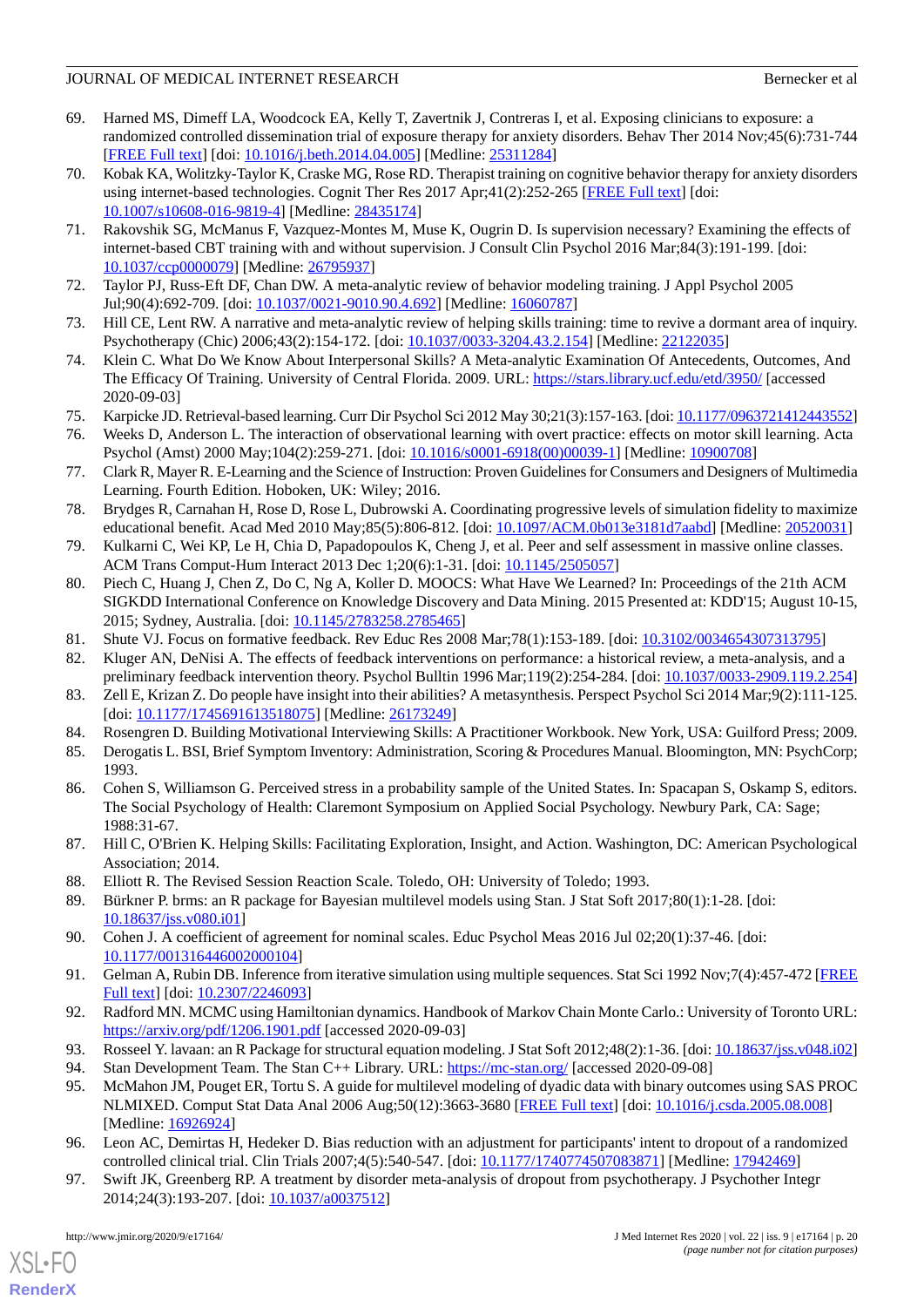69. Harned MS, Dimeff LA, Woodcock EA, Kelly T, Zavertnik J, Contreras I, et al. Exposing clinicians to exposure: a randomized controlled dissemination trial of exposure therapy for anxiety disorders. Behav Ther 2014 Nov;45(6):731-744 [FREE Full text] [doi: 10.1016/j.beth.2014.04.005] [Medline: 25311284]
70. Kobak KA, Wolitzky-Taylor K, Craske MG, Rose RD. Therapist training on cognitive behavior therapy for anxiety disorders using internet-based technologies. Cognit Ther Res 2017 Apr;41(2):252-265 [FREE Full text] [doi: 10.1007/s10608-016-9819-4] [Medline: 28435174]
71. Rakovshik SG, McManus F, Vazquez-Montes M, Muse K, Ougrin D. Is supervision necessary? Examining the effects of internet-based CBT training with and without supervision. J Consult Clin Psychol 2016 Mar;84(3):191-199. [doi: 10.1037/ccp0000079] [Medline: 26795937]
72. Taylor PJ, Russ-Eft DF, Chan DW. A meta-analytic review of behavior modeling training. J Appl Psychol 2005 Jul;90(4):692-709. [doi: 10.1037/0021-9010.90.4.692] [Medline: 16060787]
73. Hill CE, Lent RW. A narrative and meta-analytic review of helping skills training: time to revive a dormant area of inquiry. Psychotherapy (Chic) 2006;43(2):154-172. [doi: 10.1037/0033-3204.43.2.154] [Medline: 22122035]
74. Klein C. What Do We Know About Interpersonal Skills? A Meta-analytic Examination Of Antecedents, Outcomes, And The Efficacy Of Training. University of Central Florida. 2009. URL: https://stars.library.ucf.edu/etd/3950/ [accessed 2020-09-03]
75. Karpicke JD. Retrieval-based learning. Curr Dir Psychol Sci 2012 May 30;21(3):157-163. [doi: 10.1177/0963721412443552]
76. Weeks D, Anderson L. The interaction of observational learning with overt practice: effects on motor skill learning. Acta Psychol (Amst) 2000 May;104(2):259-271. [doi: 10.1016/s0001-6918(00)00039-1] [Medline: 10900708]
77. Clark R, Mayer R. E-Learning and the Science of Instruction: Proven Guidelines for Consumers and Designers of Multimedia Learning. Fourth Edition. Hoboken, UK: Wiley; 2016.
78. Brydges R, Carnahan H, Rose D, Rose L, Dubrowski A. Coordinating progressive levels of simulation fidelity to maximize educational benefit. Acad Med 2010 May;85(5):806-812. [doi: 10.1097/ACM.0b013e3181d7aabd] [Medline: 20520031]
79. Kulkarni C, Wei KP, Le H, Chia D, Papadopoulos K, Cheng J, et al. Peer and self assessment in massive online classes. ACM Trans Comput-Hum Interact 2013 Dec 1;20(6):1-31. [doi: 10.1145/2505057]
80. Piech C, Huang J, Chen Z, Do C, Ng A, Koller D. MOOCS: What Have We Learned? In: Proceedings of the 21th ACM SIGKDD International Conference on Knowledge Discovery and Data Mining. 2015 Presented at: KDD'15; August 10-15, 2015; Sydney, Australia. [doi: 10.1145/2783258.2785465]
81. Shute VJ. Focus on formative feedback. Rev Educ Res 2008 Mar;78(1):153-189. [doi: 10.3102/0034654307313795]
82. Kluger AN, DeNisi A. The effects of feedback interventions on performance: a historical review, a meta-analysis, and a preliminary feedback intervention theory. Psychol Bulltin 1996 Mar;119(2):254-284. [doi: 10.1037/0033-2909.119.2.254]
83. Zell E, Krizan Z. Do people have insight into their abilities? A metasynthesis. Perspect Psychol Sci 2014 Mar;9(2):111-125. [doi: 10.1177/1745691613518075] [Medline: 26173249]
84. Rosengren D. Building Motivational Interviewing Skills: A Practitioner Workbook. New York, USA: Guilford Press; 2009.
85. Derogatis L. BSI, Brief Symptom Inventory: Administration, Scoring & Procedures Manual. Bloomington, MN: PsychCorp; 1993.
86. Cohen S, Williamson G. Perceived stress in a probability sample of the United States. In: Spacapan S, Oskamp S, editors. The Social Psychology of Health: Claremont Symposium on Applied Social Psychology. Newbury Park, CA: Sage; 1988:31-67.
87. Hill C, O'Brien K. Helping Skills: Facilitating Exploration, Insight, and Action. Washington, DC: American Psychological Association; 2014.
88. Elliott R. The Revised Session Reaction Scale. Toledo, OH: University of Toledo; 1993.
89. Bürkner P. brms: an R package for Bayesian multilevel models using Stan. J Stat Soft 2017;80(1):1-28. [doi: 10.18637/jss.v080.i01]
90. Cohen J. A coefficient of agreement for nominal scales. Educ Psychol Meas 2016 Jul 02;20(1):37-46. [doi: 10.1177/001316446002000104]
91. Gelman A, Rubin DB. Inference from iterative simulation using multiple sequences. Stat Sci 1992 Nov;7(4):457-472 [FREE Full text] [doi: 10.2307/2246093]
92. Radford MN. MCMC using Hamiltonian dynamics. Handbook of Markov Chain Monte Carlo.: University of Toronto URL: https://arxiv.org/pdf/1206.1901.pdf [accessed 2020-09-03]
93. Rosseel Y. lavaan: an R Package for structural equation modeling. J Stat Soft 2012;48(2):1-36. [doi: 10.18637/jss.v048.i02]
94. Stan Development Team. The Stan C++ Library. URL: https://mc-stan.org/ [accessed 2020-09-08]
95. McMahon JM, Pouget ER, Tortu S. A guide for multilevel modeling of dyadic data with binary outcomes using SAS PROC NLMIXED. Comput Stat Data Anal 2006 Aug;50(12):3663-3680 [FREE Full text] [doi: 10.1016/j.csda.2005.08.008] [Medline: 16926924]
96. Leon AC, Demirtas H, Hedeker D. Bias reduction with an adjustment for participants' intent to dropout of a randomized controlled clinical trial. Clin Trials 2007;4(5):540-547. [doi: 10.1177/1740774507083871] [Medline: 17942469]
97. Swift JK, Greenberg RP. A treatment by disorder meta-analysis of dropout from psychotherapy. J Psychother Integr 2014;24(3):193-207. [doi: 10.1037/a0037512]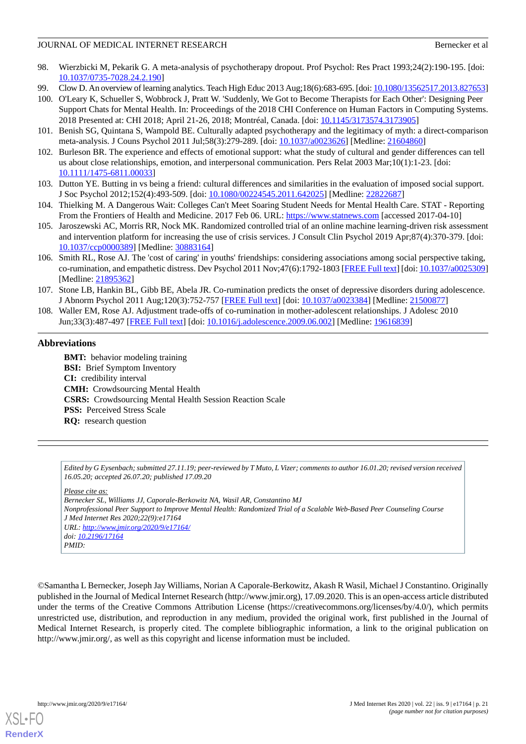98. Wierzbicki M, Pekarik G. A meta-analysis of psychotherapy dropout. Prof Psychol: Res Pract 1993;24(2):190-195. [doi: 10.1037/0735-7028.24.2.190]
99. Clow D. An overview of learning analytics. Teach High Educ 2013 Aug;18(6):683-695. [doi: 10.1080/13562517.2013.827653]
100. O'Leary K, Schueller S, Wobbrock J, Pratt W. 'Suddenly, We Got to Become Therapists for Each Other': Designing Peer Support Chats for Mental Health. In: Proceedings of the 2018 CHI Conference on Human Factors in Computing Systems. 2018 Presented at: CHI 2018; April 21-26, 2018; Montréal, Canada. [doi: 10.1145/3173574.3173905]
101. Benish SG, Quintana S, Wampold BE. Culturally adapted psychotherapy and the legitimacy of myth: a direct-comparison meta-analysis. J Couns Psychol 2011 Jul;58(3):279-289. [doi: 10.1037/a0023626] [Medline: 21604860]
102. Burleson BR. The experience and effects of emotional support: what the study of cultural and gender differences can tell us about close relationships, emotion, and interpersonal communication. Pers Relat 2003 Mar;10(1):1-23. [doi: 10.1111/1475-6811.00033]
103. Dutton YE. Butting in vs being a friend: cultural differences and similarities in the evaluation of imposed social support. J Soc Psychol 2012;152(4):493-509. [doi: 10.1080/00224545.2011.642025] [Medline: 22822687]
104. Thielking M. A Dangerous Wait: Colleges Can't Meet Soaring Student Needs for Mental Health Care. STAT - Reporting From the Frontiers of Health and Medicine. 2017 Feb 06. URL: https://www.statnews.com [accessed 2017-04-10]
105. Jaroszewski AC, Morris RR, Nock MK. Randomized controlled trial of an online machine learning-driven risk assessment and intervention platform for increasing the use of crisis services. J Consult Clin Psychol 2019 Apr;87(4):370-379. [doi: 10.1037/ccp0000389] [Medline: 30883164]
106. Smith RL, Rose AJ. The 'cost of caring' in youths' friendships: considering associations among social perspective taking, co-rumination, and empathetic distress. Dev Psychol 2011 Nov;47(6):1792-1803 [FREE Full text] [doi: 10.1037/a0025309] [Medline: 21895362]
107. Stone LB, Hankin BL, Gibb BE, Abela JR. Co-rumination predicts the onset of depressive disorders during adolescence. J Abnorm Psychol 2011 Aug;120(3):752-757 [FREE Full text] [doi: 10.1037/a0023384] [Medline: 21500877]
108. Waller EM, Rose AJ. Adjustment trade-offs of co-rumination in mother-adolescent relationships. J Adolesc 2010 Jun;33(3):487-497 [FREE Full text] [doi: 10.1016/j.adolescence.2009.06.002] [Medline: 19616839]

## Abbreviations

**BMT:** behavior modeling training
**BSI:** Brief Symptom Inventory
**CI:** credibility interval
**CMH:** Crowdsourcing Mental Health
**CSRS:** Crowdsourcing Mental Health Session Reaction Scale
**PSS:** Perceived Stress Scale
**RQ:** research question

*Edited by G Eysenbach; submitted 27.11.19; peer-reviewed by T Muto, L Vizer; comments to author 16.01.20; revised version received 16.05.20; accepted 26.07.20; published 17.09.20*

*Please cite as:*
*Bernecker SL, Williams JJ, Caporale-Berkowitz NA, Wasil AR, Constantino MJ*
*Nonprofessional Peer Support to Improve Mental Health: Randomized Trial of a Scalable Web-Based Peer Counseling Course*
*J Med Internet Res 2020;22(9):e17164*
*URL: http://www.jmir.org/2020/9/e17164/*
*doi: 10.2196/17164*
*PMID:*

©Samantha L Bernecker, Joseph Jay Williams, Norian A Caporale-Berkowitz, Akash R Wasil, Michael J Constantino. Originally published in the Journal of Medical Internet Research (http://www.jmir.org), 17.09.2020. This is an open-access article distributed under the terms of the Creative Commons Attribution License (https://creativecommons.org/licenses/by/4.0/), which permits unrestricted use, distribution, and reproduction in any medium, provided the original work, first published in the Journal of Medical Internet Research, is properly cited. The complete bibliographic information, a link to the original publication on http://www.jmir.org/, as well as this copyright and license information must be included.